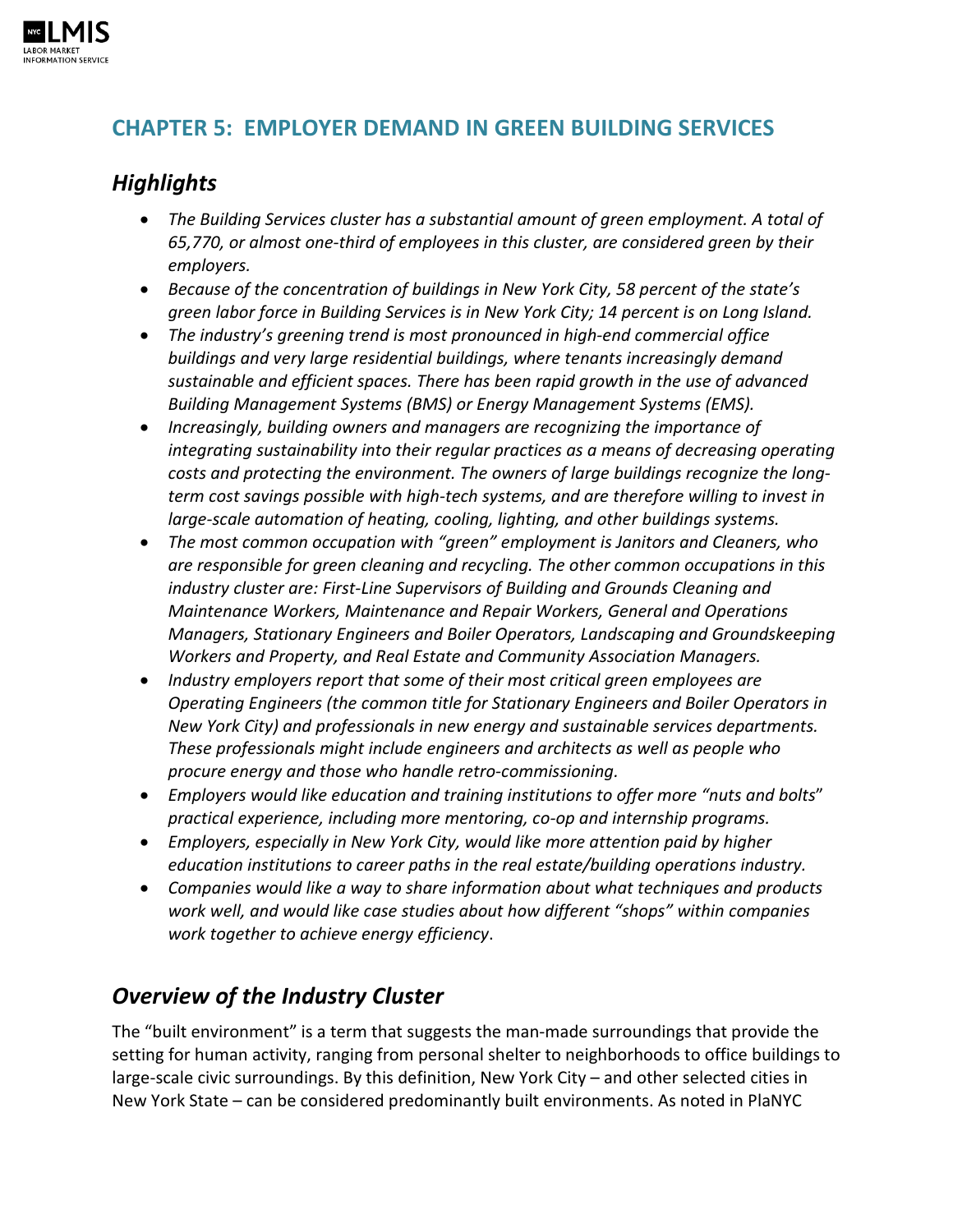## CHAPTER 5: EMPLOYER DEMAND IN GREEN BUILDING SERVICES

### *Highlights*

- *The Building Services cluster has a substantial amount of green employment. A total of 65,770, or almost one-third of employees in this cluster, are considered green by their employers.*
- *Because of the concentration of buildings in New York City, 58 percent of the state's green labor force in Building Services is in New York City; 14 percent is on Long Island.*
- *The industry's greening trend is most pronounced in high-end commercial office buildings and very large residential buildings, where tenants increasingly demand sustainable and efficient spaces. There has been rapid growth in the use of advanced Building Management Systems (BMS) or Energy Management Systems (EMS).*
- *Increasingly, building owners and managers are recognizing the importance of integrating sustainability into their regular practices as a means of decreasing operating costs and protecting the environment. The owners of large buildings recognize the long-term cost savings possible with high-tech systems, and are therefore willing to invest in large-scale automation of heating, cooling, lighting, and other buildings systems.*
- *The most common occupation with "green" employment is Janitors and Cleaners, who are responsible for green cleaning and recycling. The other common occupations in this industry cluster are: First-Line Supervisors of Building and Grounds Cleaning and Maintenance Workers, Maintenance and Repair Workers, General and Operations Managers, Stationary Engineers and Boiler Operators, Landscaping and Groundskeeping Workers and Property, and Real Estate and Community Association Managers.*
- *Industry employers report that some of their most critical green employees are Operating Engineers (the common title for Stationary Engineers and Boiler Operators in New York City) and professionals in new energy and sustainable services departments. These professionals might include engineers and architects as well as people who procure energy and those who handle retro-commissioning.*
- *Employers would like education and training institutions to offer more "nuts and bolts" practical experience, including more mentoring, co-op and internship programs.*
- *Employers, especially in New York City, would like more attention paid by higher education institutions to career paths in the real estate/building operations industry.*
- *Companies would like a way to share information about what techniques and products work well, and would like case studies about how different "shops" within companies work together to achieve energy efficiency.*

### *Overview of the Industry Cluster*

The "built environment" is a term that suggests the man-made surroundings that provide the setting for human activity, ranging from personal shelter to neighborhoods to office buildings to large-scale civic surroundings. By this definition, New York City – and other selected cities in New York State – can be considered predominantly built environments. As noted in PlaNYC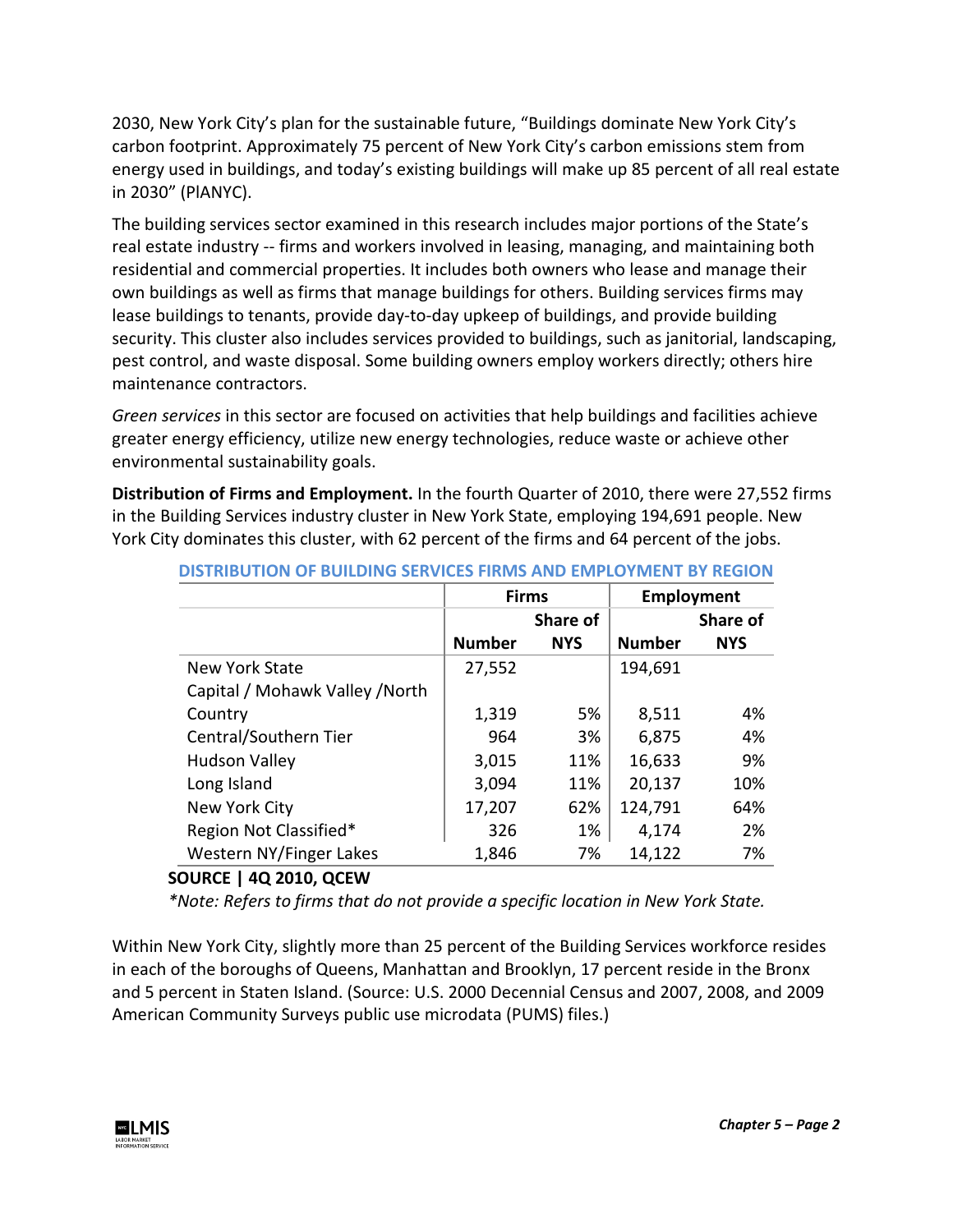2030, New York City's plan for the sustainable future, "Buildings dominate New York City's carbon footprint. Approximately 75 percent of New York City's carbon emissions stem from energy used in buildings, and today's existing buildings will make up 85 percent of all real estate in 2030" (PlANYC).

The building services sector examined in this research includes major portions of the State's real estate industry -- firms and workers involved in leasing, managing, and maintaining both residential and commercial properties. It includes both owners who lease and manage their own buildings as well as firms that manage buildings for others. Building services firms may lease buildings to tenants, provide day-to-day upkeep of buildings, and provide building security. This cluster also includes services provided to buildings, such as janitorial, landscaping, pest control, and waste disposal. Some building owners employ workers directly; others hire maintenance contractors.

*Green services* in this sector are focused on activities that help buildings and facilities achieve greater energy efficiency, utilize new energy technologies, reduce waste or achieve other environmental sustainability goals.

**Distribution of Firms and Employment.** In the fourth Quarter of 2010, there were 27,552 firms in the Building Services industry cluster in New York State, employing 194,691 people. New York City dominates this cluster, with 62 percent of the firms and 64 percent of the jobs.

**DISTRIBUTION OF BUILDING SERVICES FIRMS AND EMPLOYMENT BY REGION**

| | Firms | | Employment | |
|---|---|---|---|---|
| | Number | Share of NYS | Number | Share of NYS |
| New York State | 27,552 | | 194,691 | |
| Capital / Mohawk Valley /North Country | 1,319 | 5% | 8,511 | 4% |
| Central/Southern Tier | 964 | 3% | 6,875 | 4% |
| Hudson Valley | 3,015 | 11% | 16,633 | 9% |
| Long Island | 3,094 | 11% | 20,137 | 10% |
| New York City | 17,207 | 62% | 124,791 | 64% |
| Region Not Classified* | 326 | 1% | 4,174 | 2% |
| Western NY/Finger Lakes | 1,846 | 7% | 14,122 | 7% |

**SOURCE | 4Q 2010, QCEW**

*\*Note: Refers to firms that do not provide a specific location in New York State.*

Within New York City, slightly more than 25 percent of the Building Services workforce resides in each of the boroughs of Queens, Manhattan and Brooklyn, 17 percent reside in the Bronx and 5 percent in Staten Island. (Source: U.S. 2000 Decennial Census and 2007, 2008, and 2009 American Community Surveys public use microdata (PUMS) files.)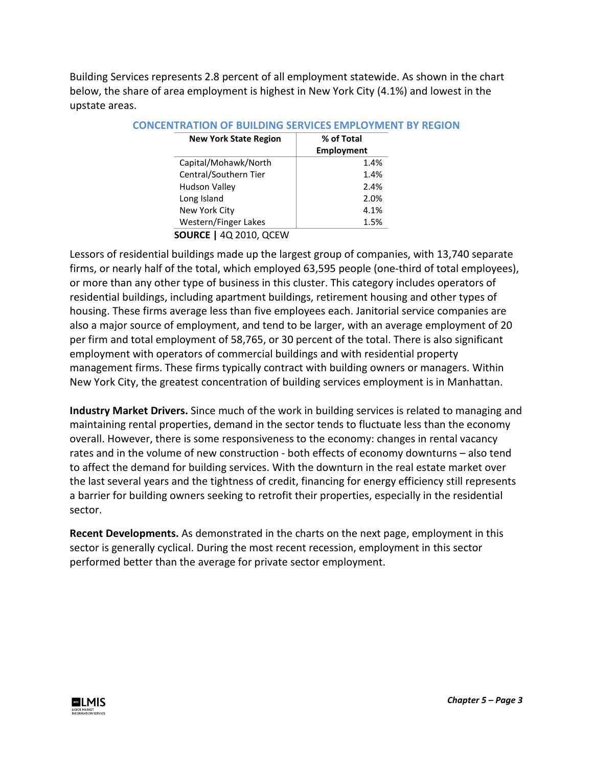Building Services represents 2.8 percent of all employment statewide. As shown in the chart below, the share of area employment is highest in New York City (4.1%) and lowest in the upstate areas.

**CONCENTRATION OF BUILDING SERVICES EMPLOYMENT BY REGION**

| New York State Region | % of Total Employment |
|---|---|
| Capital/Mohawk/North | 1.4% |
| Central/Southern Tier | 1.4% |
| Hudson Valley | 2.4% |
| Long Island | 2.0% |
| New York City | 4.1% |
| Western/Finger Lakes | 1.5% |

**SOURCE |** 4Q 2010, QCEW

Lessors of residential buildings made up the largest group of companies, with 13,740 separate firms, or nearly half of the total, which employed 63,595 people (one-third of total employees), or more than any other type of business in this cluster. This category includes operators of residential buildings, including apartment buildings, retirement housing and other types of housing. These firms average less than five employees each. Janitorial service companies are also a major source of employment, and tend to be larger, with an average employment of 20 per firm and total employment of 58,765, or 30 percent of the total. There is also significant employment with operators of commercial buildings and with residential property management firms. These firms typically contract with building owners or managers. Within New York City, the greatest concentration of building services employment is in Manhattan.

**Industry Market Drivers.** Since much of the work in building services is related to managing and maintaining rental properties, demand in the sector tends to fluctuate less than the economy overall. However, there is some responsiveness to the economy: changes in rental vacancy rates and in the volume of new construction - both effects of economy downturns – also tend to affect the demand for building services. With the downturn in the real estate market over the last several years and the tightness of credit, financing for energy efficiency still represents a barrier for building owners seeking to retrofit their properties, especially in the residential sector.

**Recent Developments.** As demonstrated in the charts on the next page, employment in this sector is generally cyclical. During the most recent recession, employment in this sector performed better than the average for private sector employment.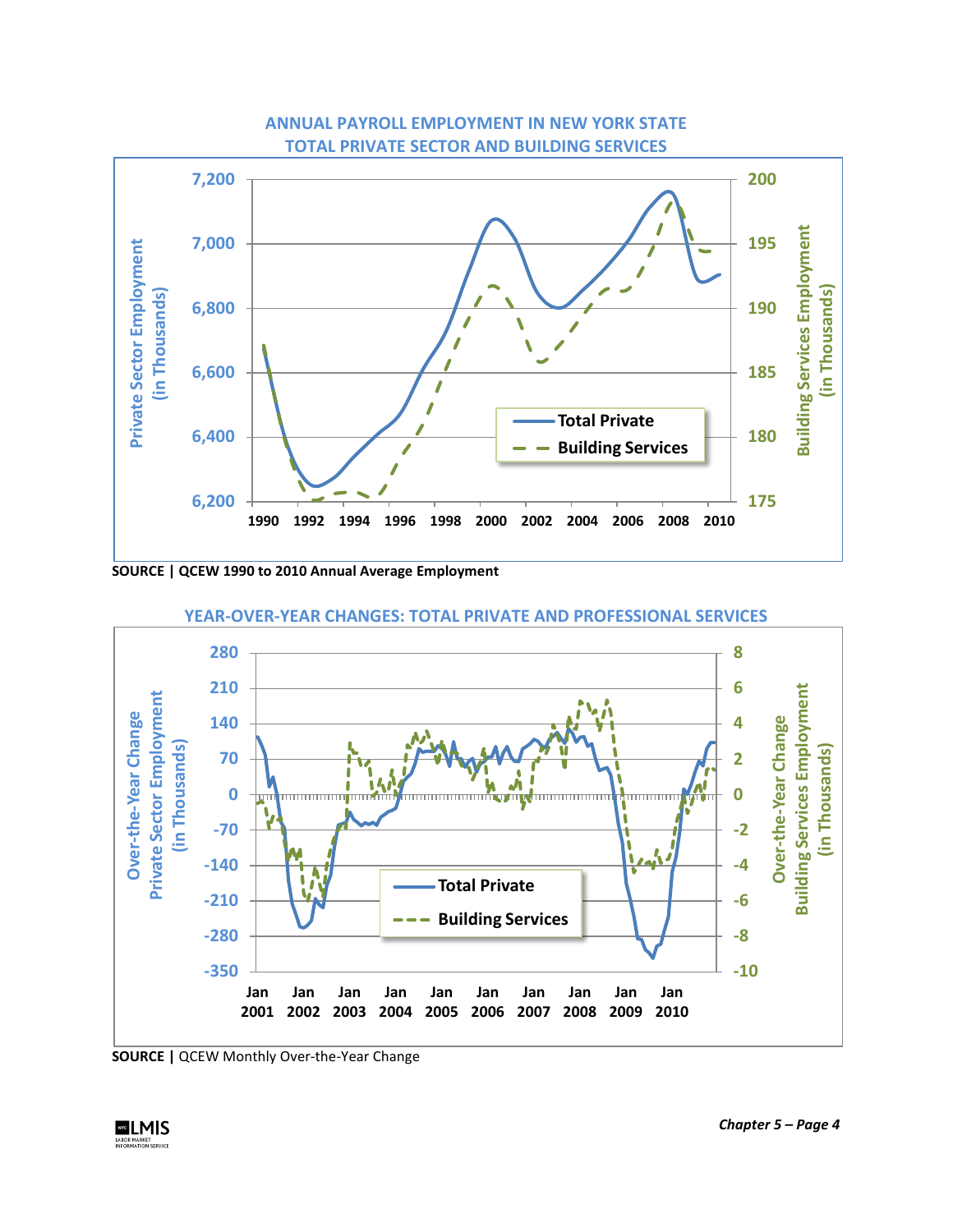**ANNUAL PAYROLL EMPLOYMENT IN NEW YORK STATE**
**TOTAL PRIVATE SECTOR AND BUILDING SERVICES**

**SOURCE |** QCEW 1990 to 2010 Annual Average Employment

**YEAR-OVER-YEAR CHANGES: TOTAL PRIVATE AND PROFESSIONAL SERVICES**

**SOURCE |** QCEW Monthly Over-the-Year Change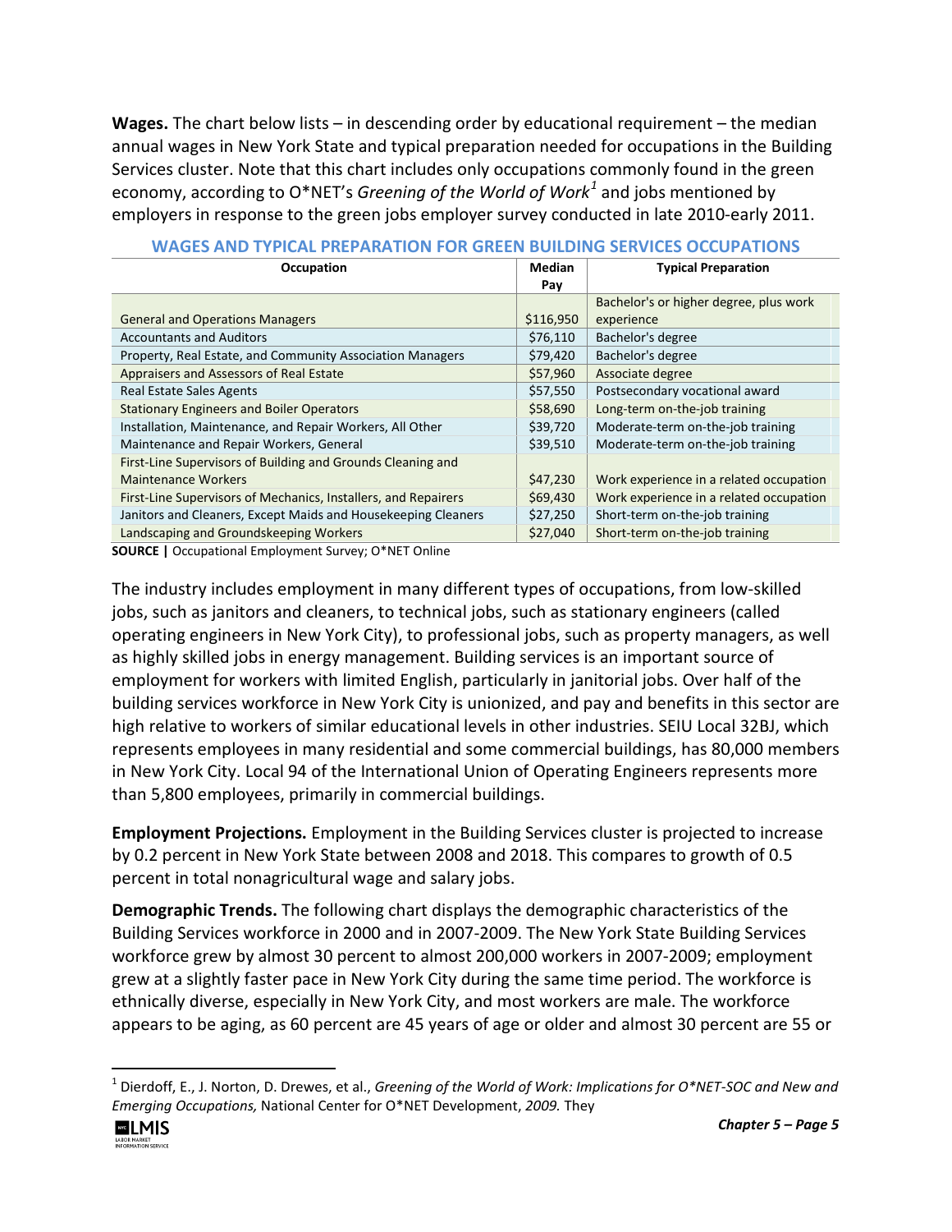**Wages.** The chart below lists – in descending order by educational requirement – the median annual wages in New York State and typical preparation needed for occupations in the Building Services cluster. Note that this chart includes only occupations commonly found in the green economy, according to O*NET's *Greening of the World of Work*[1] and jobs mentioned by employers in response to the green jobs employer survey conducted in late 2010-early 2011.

**WAGES AND TYPICAL PREPARATION FOR GREEN BUILDING SERVICES OCCUPATIONS**

| Occupation | Median Pay | Typical Preparation |
|---|---|---|
| General and Operations Managers | $116,950 | Bachelor's or higher degree, plus work experience |
| Accountants and Auditors | $76,110 | Bachelor's degree |
| Property, Real Estate, and Community Association Managers | $79,420 | Bachelor's degree |
| Appraisers and Assessors of Real Estate | $57,960 | Associate degree |
| Real Estate Sales Agents | $57,550 | Postsecondary vocational award |
| Stationary Engineers and Boiler Operators | $58,690 | Long-term on-the-job training |
| Installation, Maintenance, and Repair Workers, All Other | $39,720 | Moderate-term on-the-job training |
| Maintenance and Repair Workers, General | $39,510 | Moderate-term on-the-job training |
| First-Line Supervisors of Building and Grounds Cleaning and Maintenance Workers | $47,230 | Work experience in a related occupation |
| First-Line Supervisors of Mechanics, Installers, and Repairers | $69,430 | Work experience in a related occupation |
| Janitors and Cleaners, Except Maids and Housekeeping Cleaners | $27,250 | Short-term on-the-job training |
| Landscaping and Groundskeeping Workers | $27,040 | Short-term on-the-job training |

**SOURCE |** Occupational Employment Survey; O*NET Online

The industry includes employment in many different types of occupations, from low-skilled jobs, such as janitors and cleaners, to technical jobs, such as stationary engineers (called operating engineers in New York City), to professional jobs, such as property managers, as well as highly skilled jobs in energy management. Building services is an important source of employment for workers with limited English, particularly in janitorial jobs. Over half of the building services workforce in New York City is unionized, and pay and benefits in this sector are high relative to workers of similar educational levels in other industries. SEIU Local 32BJ, which represents employees in many residential and some commercial buildings, has 80,000 members in New York City. Local 94 of the International Union of Operating Engineers represents more than 5,800 employees, primarily in commercial buildings.

**Employment Projections.** Employment in the Building Services cluster is projected to increase by 0.2 percent in New York State between 2008 and 2018. This compares to growth of 0.5 percent in total nonagricultural wage and salary jobs.

**Demographic Trends.** The following chart displays the demographic characteristics of the Building Services workforce in 2000 and in 2007-2009. The New York State Building Services workforce grew by almost 30 percent to almost 200,000 workers in 2007-2009; employment grew at a slightly faster pace in New York City during the same time period. The workforce is ethnically diverse, especially in New York City, and most workers are male. The workforce appears to be aging, as 60 percent are 45 years of age or older and almost 30 percent are 55 or

[1] Dierdoff, E., J. Norton, D. Drewes, et al., *Greening of the World of Work: Implications for O*NET-SOC and New and Emerging Occupations,* National Center for O*NET Development, *2009.* They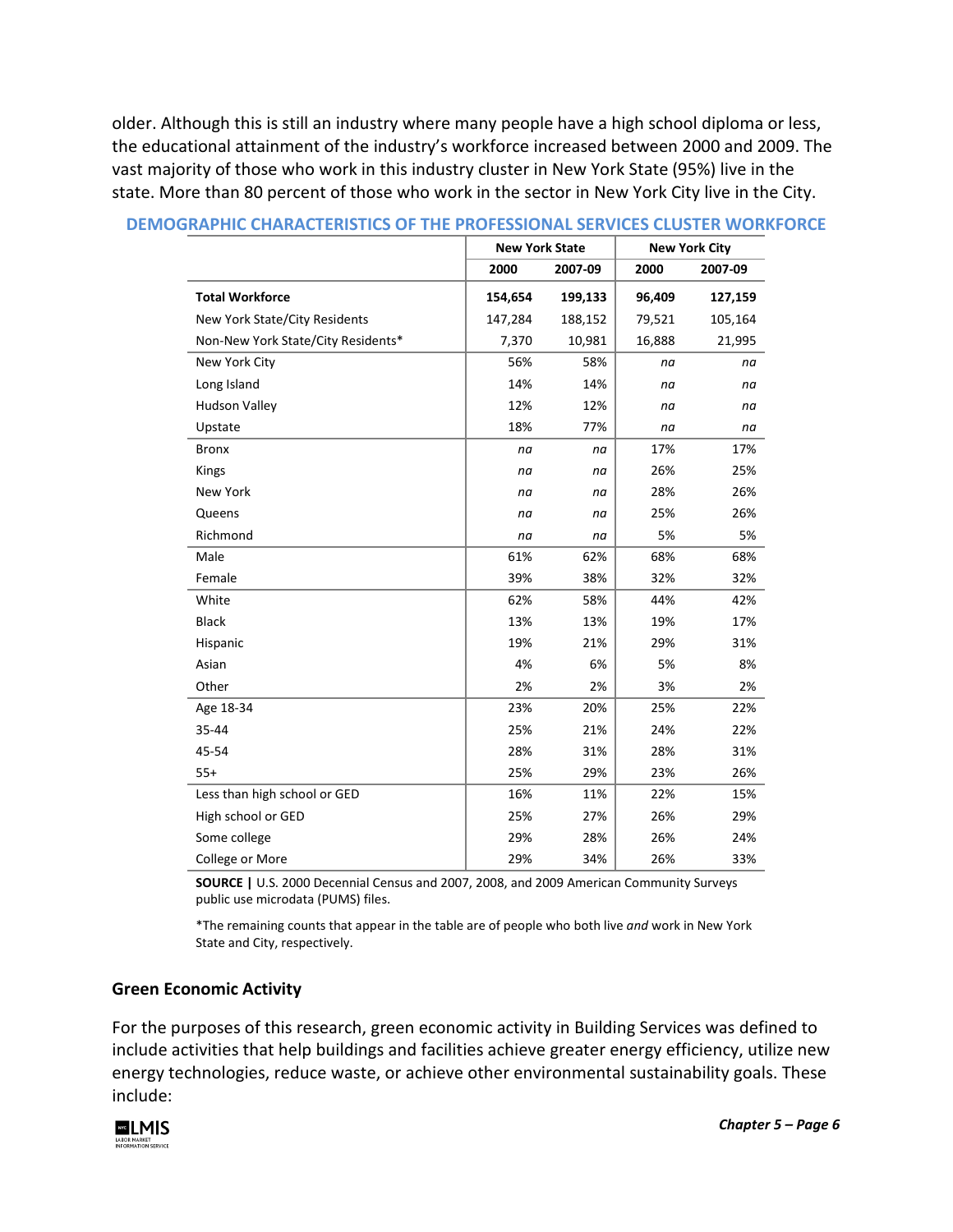older. Although this is still an industry where many people have a high school diploma or less, the educational attainment of the industry's workforce increased between 2000 and 2009. The vast majority of those who work in this industry cluster in New York State (95%) live in the state. More than 80 percent of those who work in the sector in New York City live in the City.

### DEMOGRAPHIC CHARACTERISTICS OF THE PROFESSIONAL SERVICES CLUSTER WORKFORCE

| | New York State | | New York City | |
|---|---|---|---|---|
| | 2000 | 2007-09 | 2000 | 2007-09 |
| **Total Workforce** | **154,654** | **199,133** | **96,409** | **127,159** |
| New York State/City Residents | 147,284 | 188,152 | 79,521 | 105,164 |
| Non-New York State/City Residents* | 7,370 | 10,981 | 16,888 | 21,995 |
| New York City | 56% | 58% | *na* | *na* |
| Long Island | 14% | 14% | *na* | *na* |
| Hudson Valley | 12% | 12% | *na* | *na* |
| Upstate | 18% | 77% | *na* | *na* |
| Bronx | *na* | *na* | 17% | 17% |
| Kings | *na* | *na* | 26% | 25% |
| New York | *na* | *na* | 28% | 26% |
| Queens | *na* | *na* | 25% | 26% |
| Richmond | *na* | *na* | 5% | 5% |
| Male | 61% | 62% | 68% | 68% |
| Female | 39% | 38% | 32% | 32% |
| White | 62% | 58% | 44% | 42% |
| Black | 13% | 13% | 19% | 17% |
| Hispanic | 19% | 21% | 29% | 31% |
| Asian | 4% | 6% | 5% | 8% |
| Other | 2% | 2% | 3% | 2% |
| Age 18-34 | 23% | 20% | 25% | 22% |
| 35-44 | 25% | 21% | 24% | 22% |
| 45-54 | 28% | 31% | 28% | 31% |
| 55+ | 25% | 29% | 23% | 26% |
| Less than high school or GED | 16% | 11% | 22% | 15% |
| High school or GED | 25% | 27% | 26% | 29% |
| Some college | 29% | 28% | 26% | 24% |
| College or More | 29% | 34% | 26% | 33% |

**SOURCE |** U.S. 2000 Decennial Census and 2007, 2008, and 2009 American Community Surveys public use microdata (PUMS) files.

*The remaining counts that appear in the table are of people who both live *and* work in New York State and City, respectively.

### Green Economic Activity

For the purposes of this research, green economic activity in Building Services was defined to include activities that help buildings and facilities achieve greater energy efficiency, utilize new energy technologies, reduce waste, or achieve other environmental sustainability goals. These include: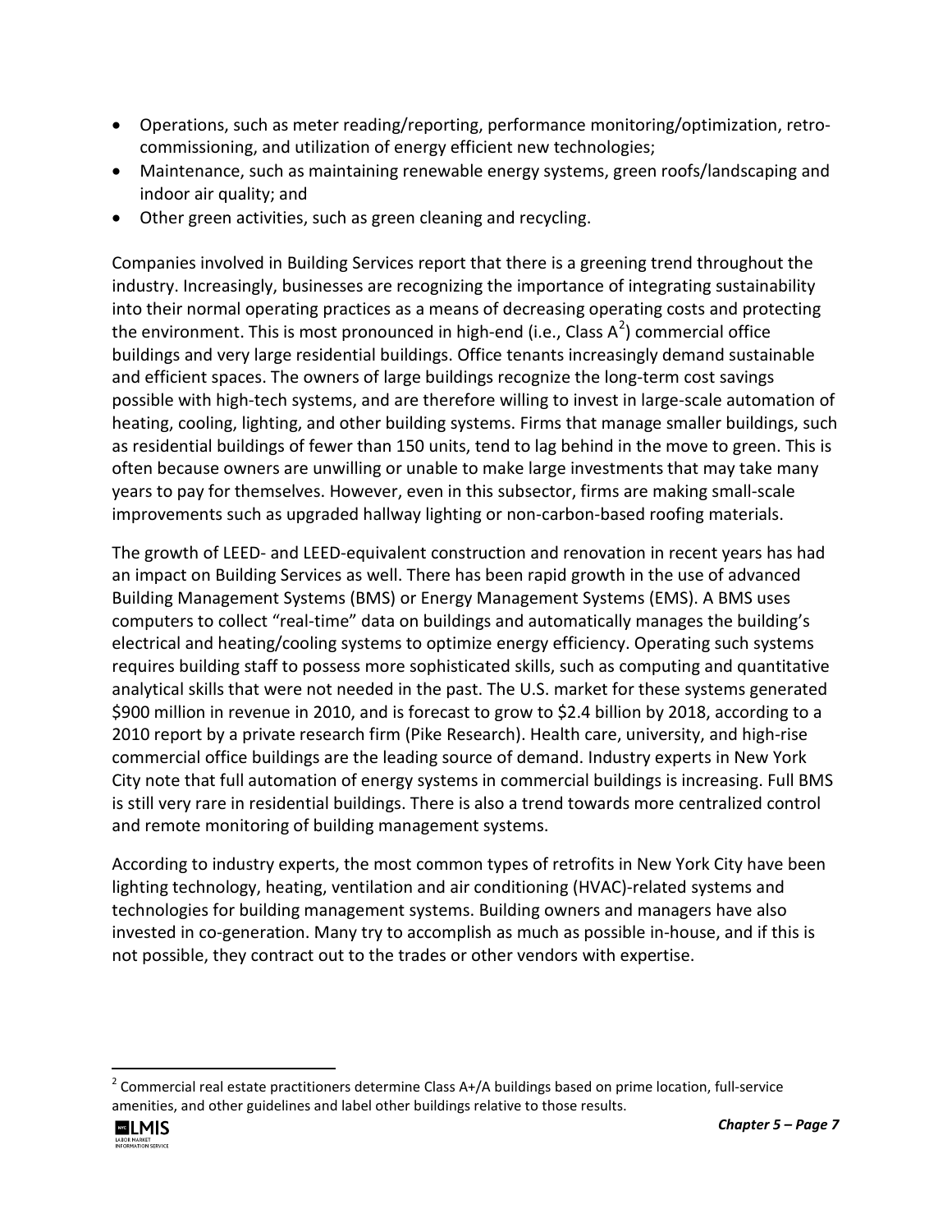- Operations, such as meter reading/reporting, performance monitoring/optimization, retro-commissioning, and utilization of energy efficient new technologies;
- Maintenance, such as maintaining renewable energy systems, green roofs/landscaping and indoor air quality; and
- Other green activities, such as green cleaning and recycling.

Companies involved in Building Services report that there is a greening trend throughout the industry. Increasingly, businesses are recognizing the importance of integrating sustainability into their normal operating practices as a means of decreasing operating costs and protecting the environment. This is most pronounced in high-end (i.e., Class A[2]) commercial office buildings and very large residential buildings. Office tenants increasingly demand sustainable and efficient spaces. The owners of large buildings recognize the long-term cost savings possible with high-tech systems, and are therefore willing to invest in large-scale automation of heating, cooling, lighting, and other building systems. Firms that manage smaller buildings, such as residential buildings of fewer than 150 units, tend to lag behind in the move to green. This is often because owners are unwilling or unable to make large investments that may take many years to pay for themselves. However, even in this subsector, firms are making small-scale improvements such as upgraded hallway lighting or non-carbon-based roofing materials.

The growth of LEED- and LEED-equivalent construction and renovation in recent years has had an impact on Building Services as well. There has been rapid growth in the use of advanced Building Management Systems (BMS) or Energy Management Systems (EMS). A BMS uses computers to collect "real-time" data on buildings and automatically manages the building's electrical and heating/cooling systems to optimize energy efficiency. Operating such systems requires building staff to possess more sophisticated skills, such as computing and quantitative analytical skills that were not needed in the past. The U.S. market for these systems generated $900 million in revenue in 2010, and is forecast to grow to $2.4 billion by 2018, according to a 2010 report by a private research firm (Pike Research). Health care, university, and high-rise commercial office buildings are the leading source of demand. Industry experts in New York City note that full automation of energy systems in commercial buildings is increasing. Full BMS is still very rare in residential buildings. There is also a trend towards more centralized control and remote monitoring of building management systems.

According to industry experts, the most common types of retrofits in New York City have been lighting technology, heating, ventilation and air conditioning (HVAC)-related systems and technologies for building management systems. Building owners and managers have also invested in co-generation. Many try to accomplish as much as possible in-house, and if this is not possible, they contract out to the trades or other vendors with expertise.

[2] Commercial real estate practitioners determine Class A+/A buildings based on prime location, full-service amenities, and other guidelines and label other buildings relative to those results.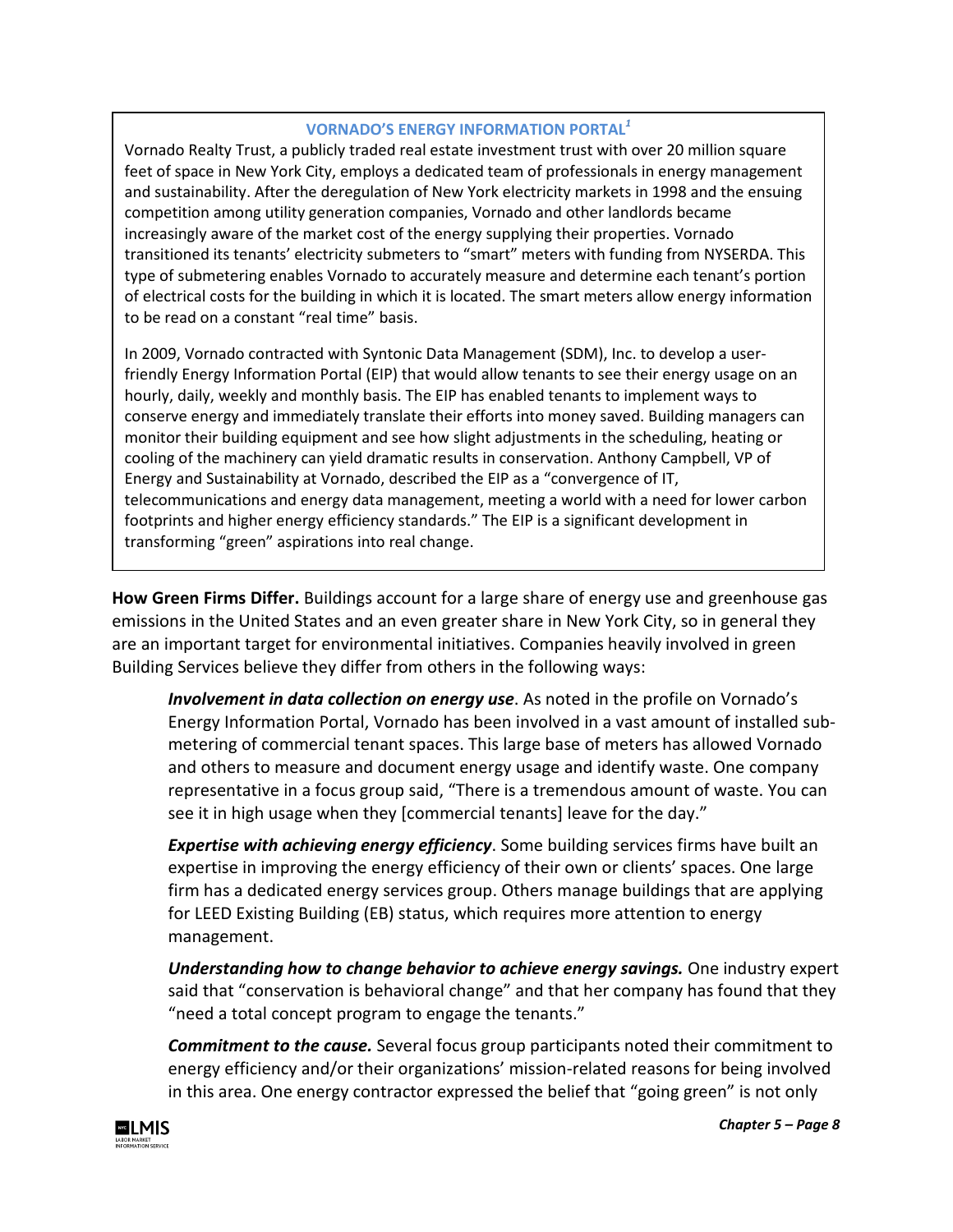### VORNADO'S ENERGY INFORMATION PORTAL[1]

Vornado Realty Trust, a publicly traded real estate investment trust with over 20 million square feet of space in New York City, employs a dedicated team of professionals in energy management and sustainability. After the deregulation of New York electricity markets in 1998 and the ensuing competition among utility generation companies, Vornado and other landlords became increasingly aware of the market cost of the energy supplying their properties. Vornado transitioned its tenants' electricity submeters to "smart" meters with funding from NYSERDA. This type of submetering enables Vornado to accurately measure and determine each tenant's portion of electrical costs for the building in which it is located. The smart meters allow energy information to be read on a constant "real time" basis.

In 2009, Vornado contracted with Syntonic Data Management (SDM), Inc. to develop a user-friendly Energy Information Portal (EIP) that would allow tenants to see their energy usage on an hourly, daily, weekly and monthly basis. The EIP has enabled tenants to implement ways to conserve energy and immediately translate their efforts into money saved. Building managers can monitor their building equipment and see how slight adjustments in the scheduling, heating or cooling of the machinery can yield dramatic results in conservation. Anthony Campbell, VP of Energy and Sustainability at Vornado, described the EIP as a "convergence of IT, telecommunications and energy data management, meeting a world with a need for lower carbon footprints and higher energy efficiency standards." The EIP is a significant development in transforming "green" aspirations into real change.

**How Green Firms Differ.** Buildings account for a large share of energy use and greenhouse gas emissions in the United States and an even greater share in New York City, so in general they are an important target for environmental initiatives. Companies heavily involved in green Building Services believe they differ from others in the following ways:

***Involvement in data collection on energy use***. As noted in the profile on Vornado's Energy Information Portal, Vornado has been involved in a vast amount of installed sub-metering of commercial tenant spaces. This large base of meters has allowed Vornado and others to measure and document energy usage and identify waste. One company representative in a focus group said, "There is a tremendous amount of waste. You can see it in high usage when they [commercial tenants] leave for the day."

***Expertise with achieving energy efficiency***. Some building services firms have built an expertise in improving the energy efficiency of their own or clients' spaces. One large firm has a dedicated energy services group. Others manage buildings that are applying for LEED Existing Building (EB) status, which requires more attention to energy management.

***Understanding how to change behavior to achieve energy savings.*** One industry expert said that "conservation is behavioral change" and that her company has found that they "need a total concept program to engage the tenants."

***Commitment to the cause.*** Several focus group participants noted their commitment to energy efficiency and/or their organizations' mission-related reasons for being involved in this area. One energy contractor expressed the belief that "going green" is not only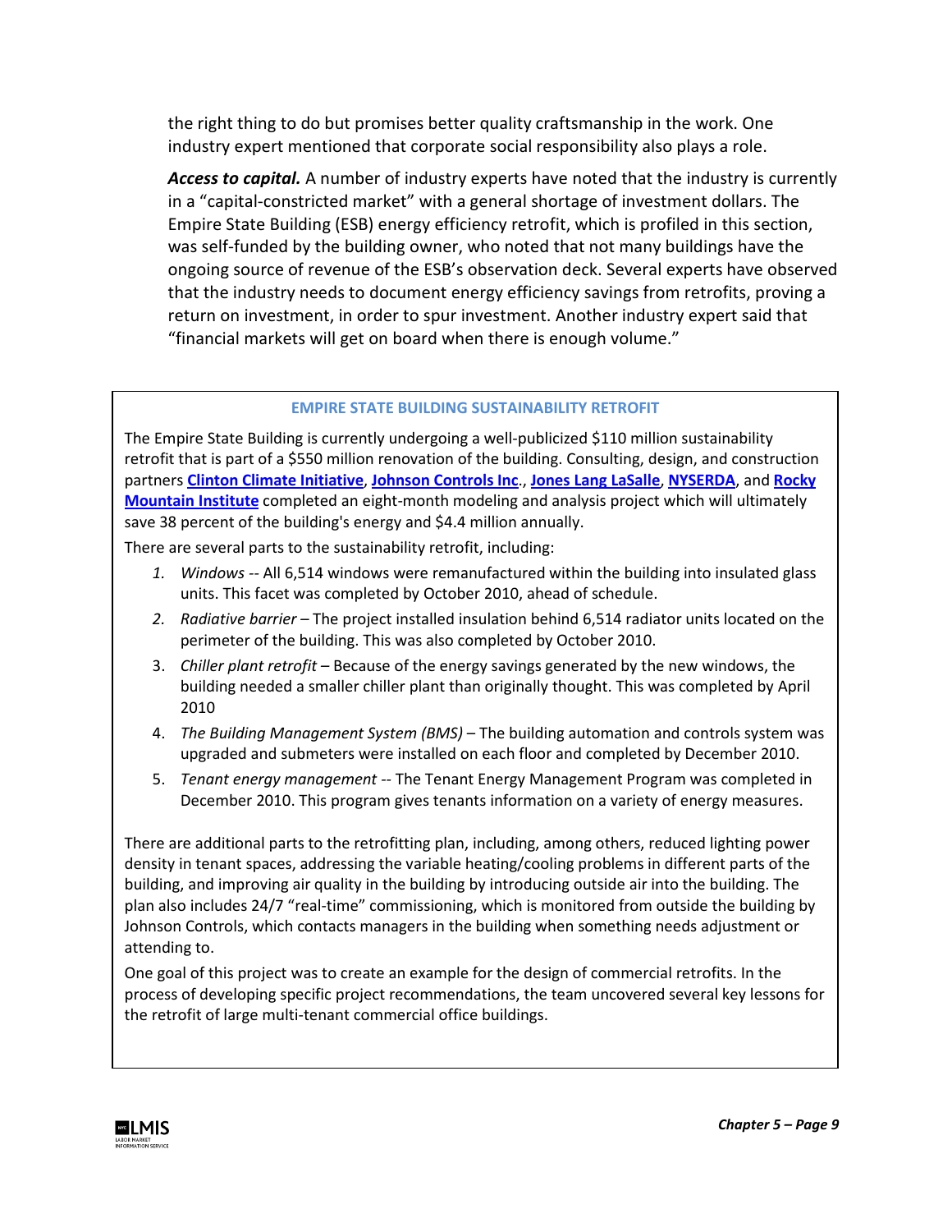the right thing to do but promises better quality craftsmanship in the work. One industry expert mentioned that corporate social responsibility also plays a role.

***Access to capital.*** A number of industry experts have noted that the industry is currently in a "capital-constricted market" with a general shortage of investment dollars. The Empire State Building (ESB) energy efficiency retrofit, which is profiled in this section, was self-funded by the building owner, who noted that not many buildings have the ongoing source of revenue of the ESB's observation deck. Several experts have observed that the industry needs to document energy efficiency savings from retrofits, proving a return on investment, in order to spur investment. Another industry expert said that "financial markets will get on board when there is enough volume."

### EMPIRE STATE BUILDING SUSTAINABILITY RETROFIT

The Empire State Building is currently undergoing a well-publicized $110 million sustainability retrofit that is part of a $550 million renovation of the building. Consulting, design, and construction partners **Clinton Climate Initiative**, **Johnson Controls Inc**., **Jones Lang LaSalle**, **NYSERDA**, and **Rocky Mountain Institute** completed an eight-month modeling and analysis project which will ultimately save 38 percent of the building's energy and $4.4 million annually.

There are several parts to the sustainability retrofit, including:

1. *Windows* -- All 6,514 windows were remanufactured within the building into insulated glass units. This facet was completed by October 2010, ahead of schedule.
2. *Radiative barrier* – The project installed insulation behind 6,514 radiator units located on the perimeter of the building. This was also completed by October 2010.
3. *Chiller plant retrofit* – Because of the energy savings generated by the new windows, the building needed a smaller chiller plant than originally thought. This was completed by April 2010
4. *The Building Management System (BMS)* – The building automation and controls system was upgraded and submeters were installed on each floor and completed by December 2010.
5. *Tenant energy management* -- The Tenant Energy Management Program was completed in December 2010. This program gives tenants information on a variety of energy measures.

There are additional parts to the retrofitting plan, including, among others, reduced lighting power density in tenant spaces, addressing the variable heating/cooling problems in different parts of the building, and improving air quality in the building by introducing outside air into the building. The plan also includes 24/7 "real-time" commissioning, which is monitored from outside the building by Johnson Controls, which contacts managers in the building when something needs adjustment or attending to.

One goal of this project was to create an example for the design of commercial retrofits. In the process of developing specific project recommendations, the team uncovered several key lessons for the retrofit of large multi-tenant commercial office buildings.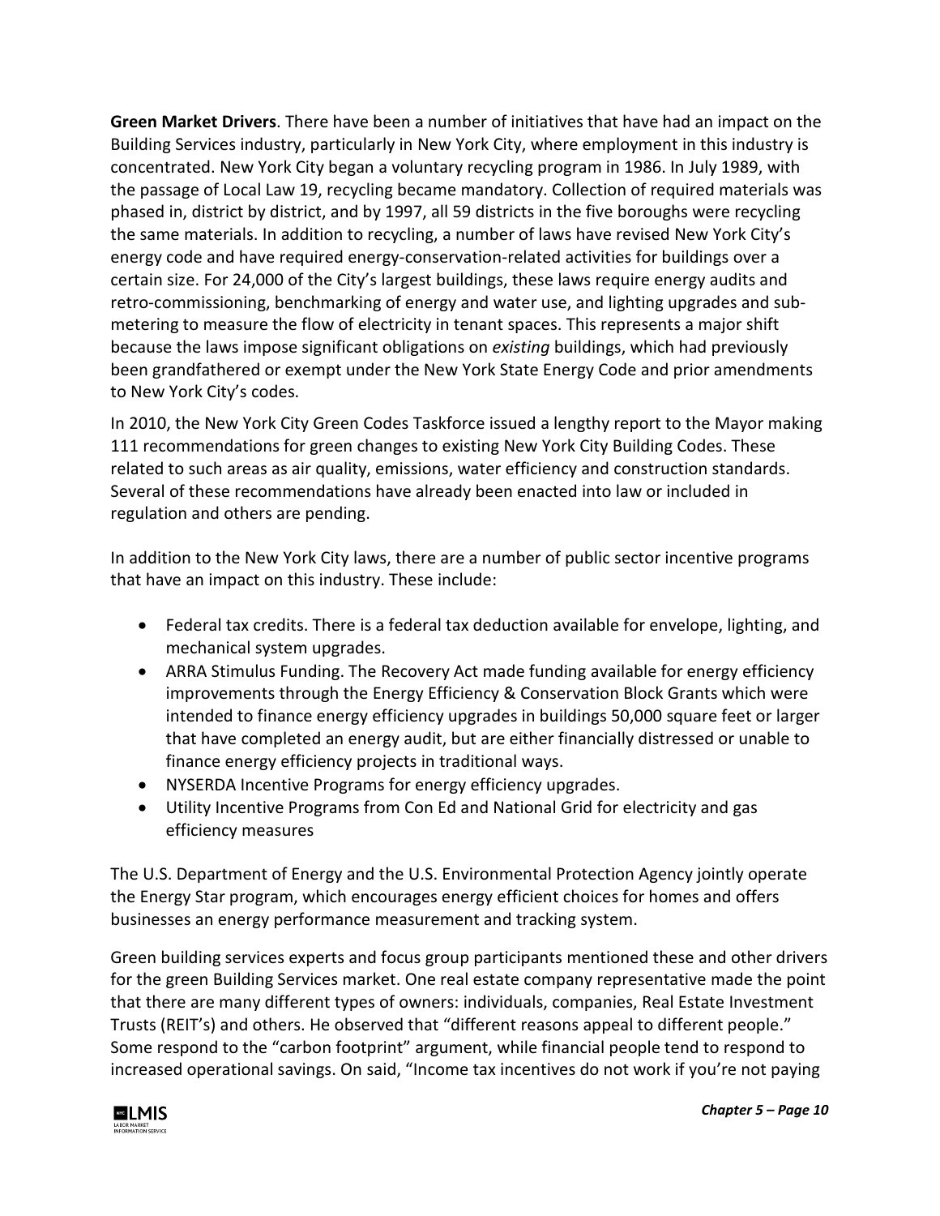**Green Market Drivers**. There have been a number of initiatives that have had an impact on the Building Services industry, particularly in New York City, where employment in this industry is concentrated. New York City began a voluntary recycling program in 1986. In July 1989, with the passage of Local Law 19, recycling became mandatory. Collection of required materials was phased in, district by district, and by 1997, all 59 districts in the five boroughs were recycling the same materials. In addition to recycling, a number of laws have revised New York City's energy code and have required energy-conservation-related activities for buildings over a certain size. For 24,000 of the City's largest buildings, these laws require energy audits and retro-commissioning, benchmarking of energy and water use, and lighting upgrades and sub-metering to measure the flow of electricity in tenant spaces. This represents a major shift because the laws impose significant obligations on *existing* buildings, which had previously been grandfathered or exempt under the New York State Energy Code and prior amendments to New York City's codes.

In 2010, the New York City Green Codes Taskforce issued a lengthy report to the Mayor making 111 recommendations for green changes to existing New York City Building Codes. These related to such areas as air quality, emissions, water efficiency and construction standards. Several of these recommendations have already been enacted into law or included in regulation and others are pending.

In addition to the New York City laws, there are a number of public sector incentive programs that have an impact on this industry. These include:

- Federal tax credits. There is a federal tax deduction available for envelope, lighting, and mechanical system upgrades.
- ARRA Stimulus Funding. The Recovery Act made funding available for energy efficiency improvements through the Energy Efficiency & Conservation Block Grants which were intended to finance energy efficiency upgrades in buildings 50,000 square feet or larger that have completed an energy audit, but are either financially distressed or unable to finance energy efficiency projects in traditional ways.
- NYSERDA Incentive Programs for energy efficiency upgrades.
- Utility Incentive Programs from Con Ed and National Grid for electricity and gas efficiency measures

The U.S. Department of Energy and the U.S. Environmental Protection Agency jointly operate the Energy Star program, which encourages energy efficient choices for homes and offers businesses an energy performance measurement and tracking system.

Green building services experts and focus group participants mentioned these and other drivers for the green Building Services market. One real estate company representative made the point that there are many different types of owners: individuals, companies, Real Estate Investment Trusts (REIT's) and others. He observed that "different reasons appeal to different people." Some respond to the "carbon footprint" argument, while financial people tend to respond to increased operational savings. On said, "Income tax incentives do not work if you're not paying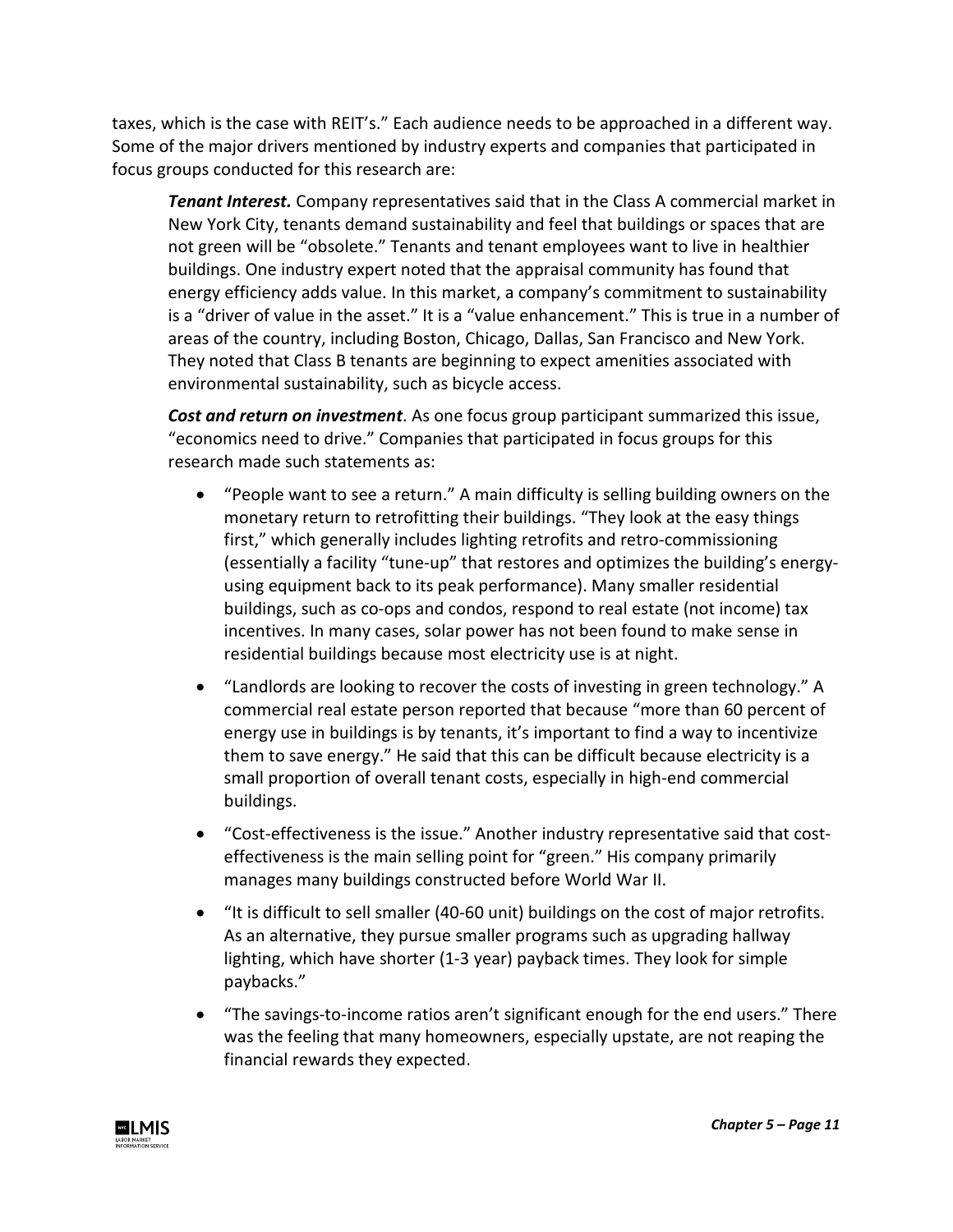taxes, which is the case with REIT's." Each audience needs to be approached in a different way. Some of the major drivers mentioned by industry experts and companies that participated in focus groups conducted for this research are:

***Tenant Interest.*** Company representatives said that in the Class A commercial market in New York City, tenants demand sustainability and feel that buildings or spaces that are not green will be "obsolete." Tenants and tenant employees want to live in healthier buildings. One industry expert noted that the appraisal community has found that energy efficiency adds value. In this market, a company's commitment to sustainability is a "driver of value in the asset." It is a "value enhancement." This is true in a number of areas of the country, including Boston, Chicago, Dallas, San Francisco and New York. They noted that Class B tenants are beginning to expect amenities associated with environmental sustainability, such as bicycle access.

***Cost and return on investment***. As one focus group participant summarized this issue, "economics need to drive." Companies that participated in focus groups for this research made such statements as:

- "People want to see a return." A main difficulty is selling building owners on the monetary return to retrofitting their buildings. "They look at the easy things first," which generally includes lighting retrofits and retro-commissioning (essentially a facility "tune-up" that restores and optimizes the building's energy-using equipment back to its peak performance). Many smaller residential buildings, such as co-ops and condos, respond to real estate (not income) tax incentives. In many cases, solar power has not been found to make sense in residential buildings because most electricity use is at night.
- "Landlords are looking to recover the costs of investing in green technology." A commercial real estate person reported that because "more than 60 percent of energy use in buildings is by tenants, it's important to find a way to incentivize them to save energy." He said that this can be difficult because electricity is a small proportion of overall tenant costs, especially in high-end commercial buildings.
- "Cost-effectiveness is the issue." Another industry representative said that cost-effectiveness is the main selling point for "green." His company primarily manages many buildings constructed before World War II.
- "It is difficult to sell smaller (40-60 unit) buildings on the cost of major retrofits. As an alternative, they pursue smaller programs such as upgrading hallway lighting, which have shorter (1-3 year) payback times. They look for simple paybacks."
- "The savings-to-income ratios aren't significant enough for the end users." There was the feeling that many homeowners, especially upstate, are not reaping the financial rewards they expected.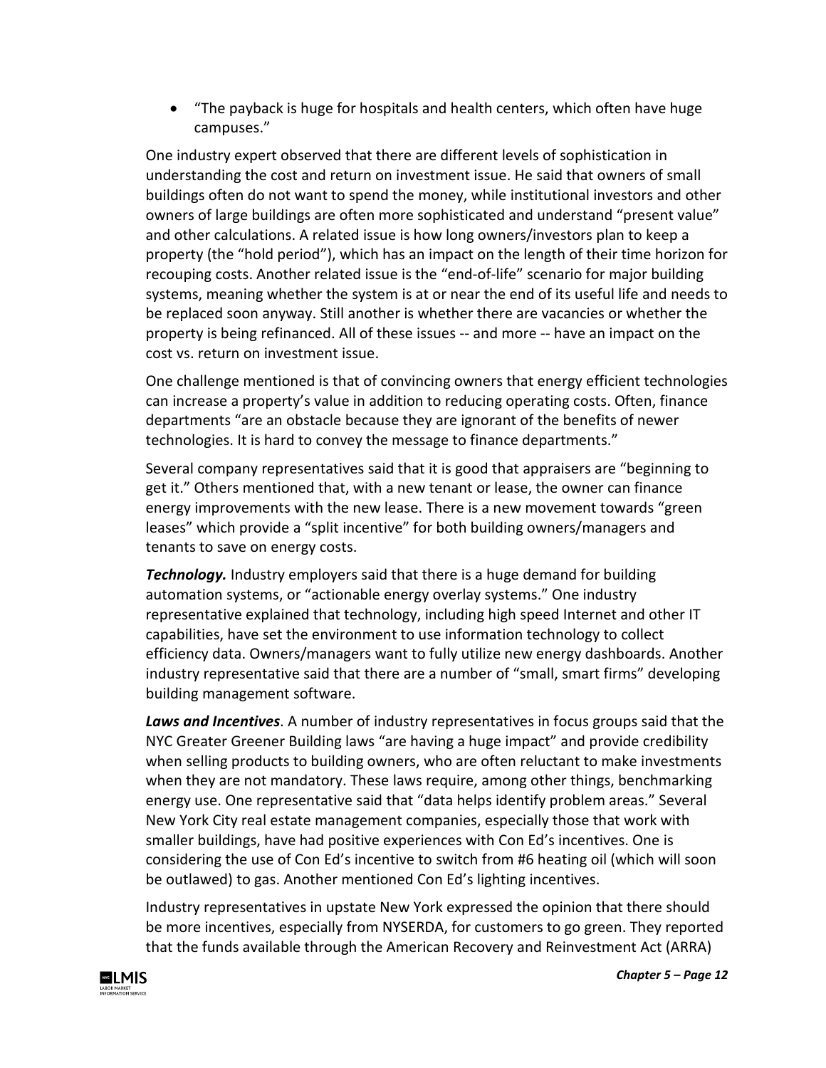- "The payback is huge for hospitals and health centers, which often have huge campuses."

One industry expert observed that there are different levels of sophistication in understanding the cost and return on investment issue. He said that owners of small buildings often do not want to spend the money, while institutional investors and other owners of large buildings are often more sophisticated and understand "present value" and other calculations. A related issue is how long owners/investors plan to keep a property (the "hold period"), which has an impact on the length of their time horizon for recouping costs. Another related issue is the "end-of-life" scenario for major building systems, meaning whether the system is at or near the end of its useful life and needs to be replaced soon anyway. Still another is whether there are vacancies or whether the property is being refinanced. All of these issues -- and more -- have an impact on the cost vs. return on investment issue.

One challenge mentioned is that of convincing owners that energy efficient technologies can increase a property's value in addition to reducing operating costs. Often, finance departments "are an obstacle because they are ignorant of the benefits of newer technologies. It is hard to convey the message to finance departments."

Several company representatives said that it is good that appraisers are "beginning to get it." Others mentioned that, with a new tenant or lease, the owner can finance energy improvements with the new lease. There is a new movement towards "green leases" which provide a "split incentive" for both building owners/managers and tenants to save on energy costs.

***Technology.*** Industry employers said that there is a huge demand for building automation systems, or "actionable energy overlay systems." One industry representative explained that technology, including high speed Internet and other IT capabilities, have set the environment to use information technology to collect efficiency data. Owners/managers want to fully utilize new energy dashboards. Another industry representative said that there are a number of "small, smart firms" developing building management software.

***Laws and Incentives***. A number of industry representatives in focus groups said that the NYC Greater Greener Building laws "are having a huge impact" and provide credibility when selling products to building owners, who are often reluctant to make investments when they are not mandatory. These laws require, among other things, benchmarking energy use. One representative said that "data helps identify problem areas." Several New York City real estate management companies, especially those that work with smaller buildings, have had positive experiences with Con Ed's incentives. One is considering the use of Con Ed's incentive to switch from #6 heating oil (which will soon be outlawed) to gas. Another mentioned Con Ed's lighting incentives.

Industry representatives in upstate New York expressed the opinion that there should be more incentives, especially from NYSERDA, for customers to go green. They reported that the funds available through the American Recovery and Reinvestment Act (ARRA)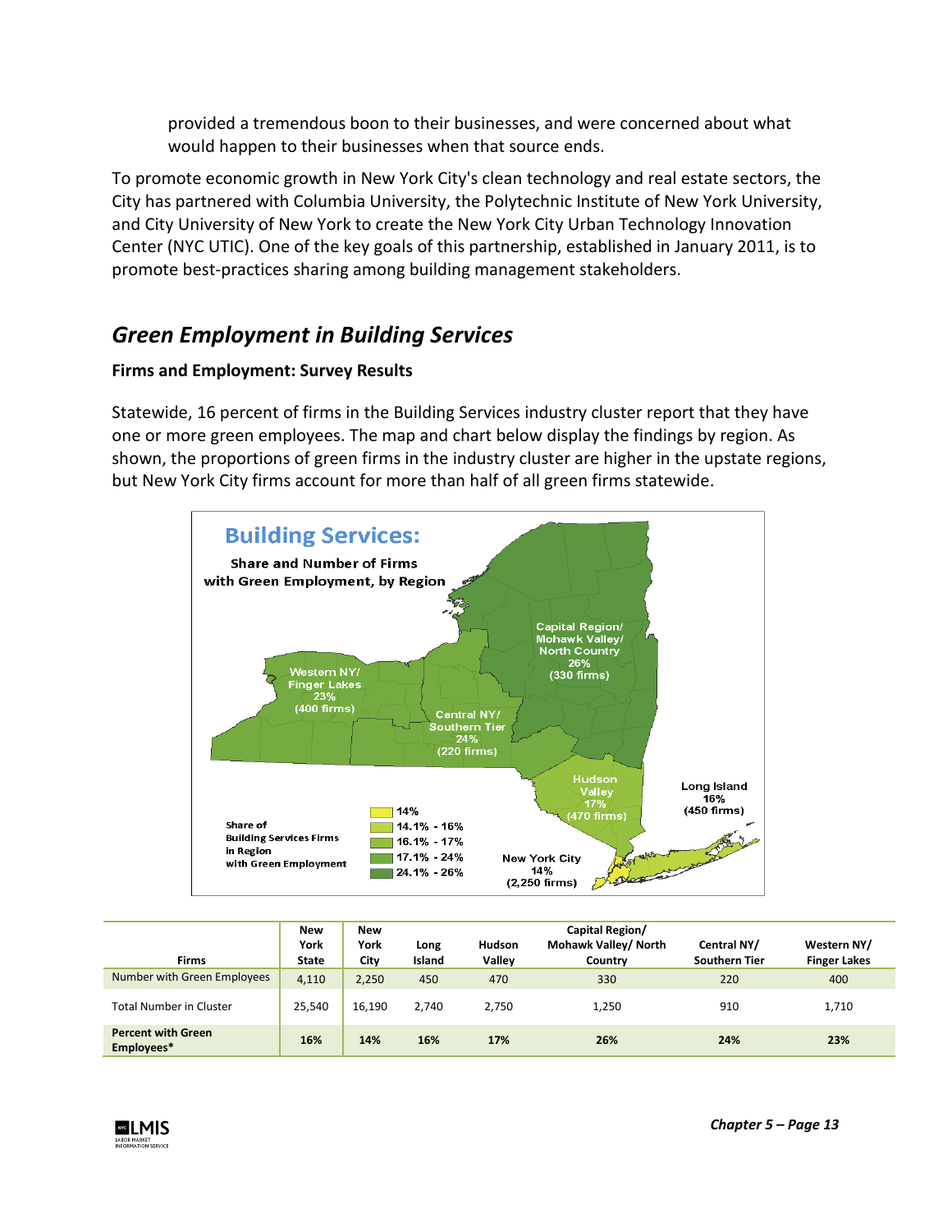provided a tremendous boon to their businesses, and were concerned about what would happen to their businesses when that source ends.

To promote economic growth in New York City's clean technology and real estate sectors, the City has partnered with Columbia University, the Polytechnic Institute of New York University, and City University of New York to create the New York City Urban Technology Innovation Center (NYC UTIC). One of the key goals of this partnership, established in January 2011, is to promote best-practices sharing among building management stakeholders.

## *Green Employment in Building Services*

**Firms and Employment: Survey Results**

Statewide, 16 percent of firms in the Building Services industry cluster report that they have one or more green employees. The map and chart below display the findings by region. As shown, the proportions of green firms in the industry cluster are higher in the upstate regions, but New York City firms account for more than half of all green firms statewide.

**Building Services:**

**Share and Number of Firms with Green Employment, by Region**

- Western NY/ Finger Lakes 23% (400 firms)
- Central NY/ Southern Tier 24% (220 firms)
- Capital Region/ Mohawk Valley/ North Country 26% (330 firms)
- Hudson Valley 17% (470 firms)
- Long Island 16% (450 firms)
- New York City 14% (2,250 firms)

Share of Building Services Firms in Region with Green Employment: 14%; 14.1% - 16%; 16.1% - 17%; 17.1% - 24%; 24.1% - 26%

| Firms | New York State | New York City | Long Island | Hudson Valley | Capital Region/ Mohawk Valley/ North Country | Central NY/ Southern Tier | Western NY/ Finger Lakes |
|---|---|---|---|---|---|---|---|
| Number with Green Employees | 4,110 | 2,250 | 450 | 470 | 330 | 220 | 400 |
| Total Number in Cluster | 25,540 | 16,190 | 2,740 | 2,750 | 1,250 | 910 | 1,710 |
| **Percent with Green Employees*** | **16%** | **14%** | **16%** | **17%** | **26%** | **24%** | **23%** |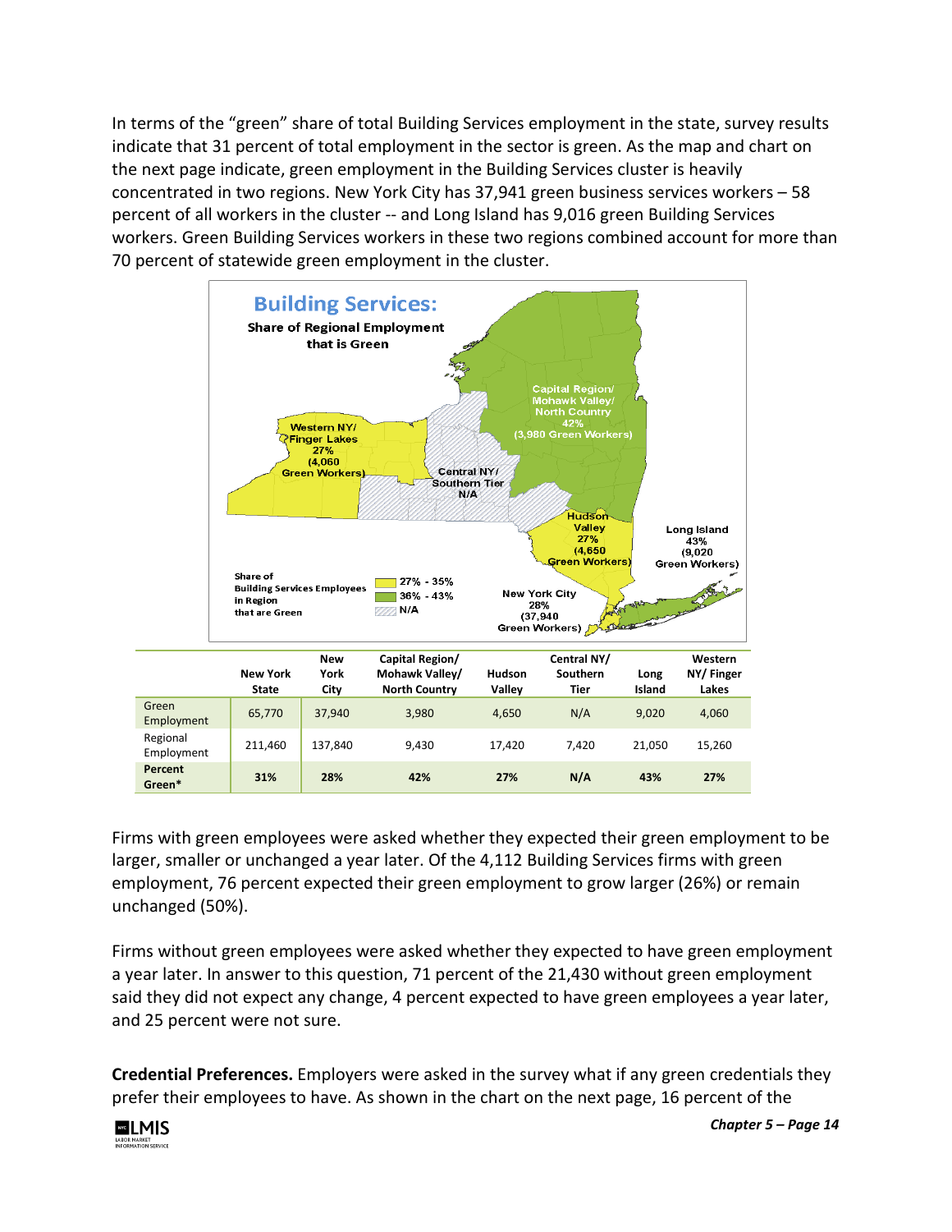In terms of the "green" share of total Building Services employment in the state, survey results indicate that 31 percent of total employment in the sector is green. As the map and chart on the next page indicate, green employment in the Building Services cluster is heavily concentrated in two regions. New York City has 37,941 green business services workers – 58 percent of all workers in the cluster -- and Long Island has 9,016 green Building Services workers. Green Building Services workers in these two regions combined account for more than 70 percent of statewide green employment in the cluster.

**Building Services:**
**Share of Regional Employment that is Green**

Capital Region/ Mohawk Valley/ North Country 42% (3,980 Green Workers)

Western NY/ Finger Lakes 27% (4,060 Green Workers)

Central NY/ Southern Tier N/A

Hudson Valley 27% (4,650 Green Workers)

Long Island 43% (9,020 Green Workers)

New York City 28% (37,940 Green Workers)

Share of Building Services Employees in Region that are Green: 27% - 35%; 36% - 43%; N/A

| | New York State | New York City | Capital Region/ Mohawk Valley/ North Country | Hudson Valley | Central NY/ Southern Tier | Long Island | Western NY/ Finger Lakes |
|---|---|---|---|---|---|---|---|
| Green Employment | 65,770 | 37,940 | 3,980 | 4,650 | N/A | 9,020 | 4,060 |
| Regional Employment | 211,460 | 137,840 | 9,430 | 17,420 | 7,420 | 21,050 | 15,260 |
| **Percent Green*** | **31%** | **28%** | **42%** | **27%** | **N/A** | **43%** | **27%** |

Firms with green employees were asked whether they expected their green employment to be larger, smaller or unchanged a year later. Of the 4,112 Building Services firms with green employment, 76 percent expected their green employment to grow larger (26%) or remain unchanged (50%).

Firms without green employees were asked whether they expected to have green employment a year later. In answer to this question, 71 percent of the 21,430 without green employment said they did not expect any change, 4 percent expected to have green employees a year later, and 25 percent were not sure.

**Credential Preferences.** Employers were asked in the survey what if any green credentials they prefer their employees to have. As shown in the chart on the next page, 16 percent of the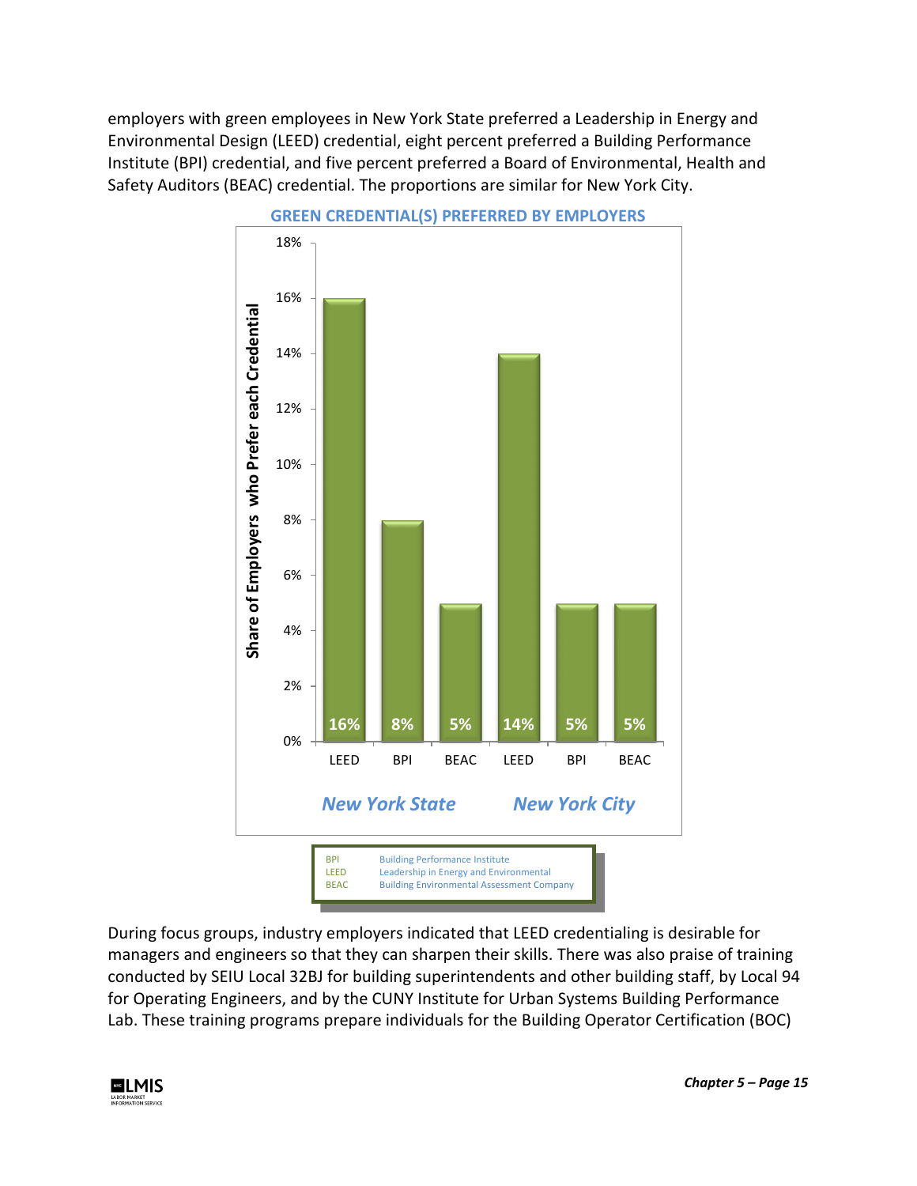employers with green employees in New York State preferred a Leadership in Energy and Environmental Design (LEED) credential, eight percent preferred a Building Performance Institute (BPI) credential, and five percent preferred a Board of Environmental, Health and Safety Auditors (BEAC) credential. The proportions are similar for New York City.

**GREEN CREDENTIAL(S) PREFERRED BY EMPLOYERS**

| | Credential | Share of Employers who Prefer each Credential |
|---|---|---|
| New York State | LEED | 16% |
| | BPI | 8% |
| | BEAC | 5% |
| New York City | LEED | 14% |
| | BPI | 5% |
| | BEAC | 5% |

| | |
|---|---|
| BPI | Building Performance Institute |
| LEED | Leadership in Energy and Environmental |
| BEAC | Building Environmental Assessment Company |

During focus groups, industry employers indicated that LEED credentialing is desirable for managers and engineers so that they can sharpen their skills. There was also praise of training conducted by SEIU Local 32BJ for building superintendents and other building staff, by Local 94 for Operating Engineers, and by the CUNY Institute for Urban Systems Building Performance Lab. These training programs prepare individuals for the Building Operator Certification (BOC)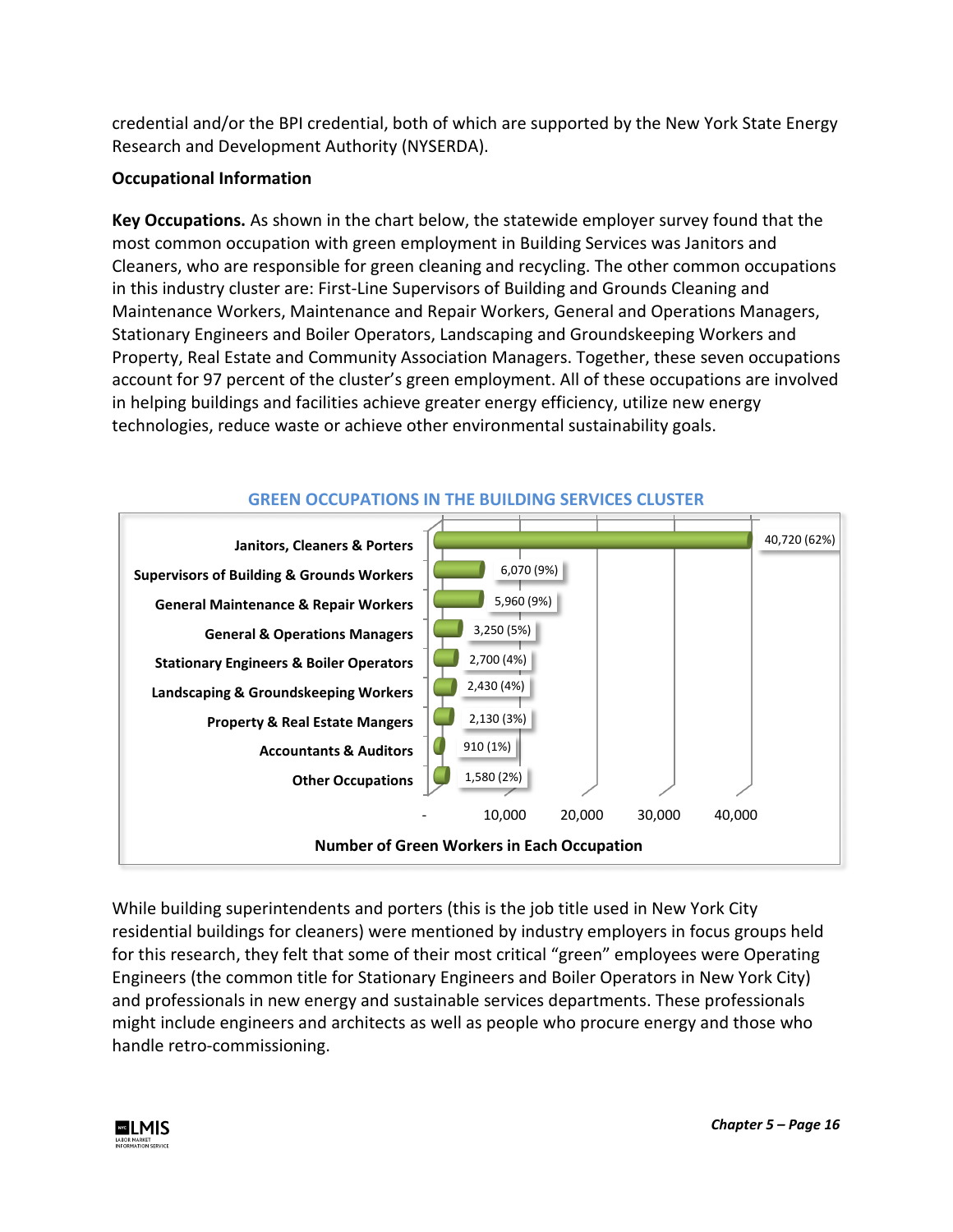credential and/or the BPI credential, both of which are supported by the New York State Energy Research and Development Authority (NYSERDA).

**Occupational Information**

**Key Occupations.** As shown in the chart below, the statewide employer survey found that the most common occupation with green employment in Building Services was Janitors and Cleaners, who are responsible for green cleaning and recycling. The other common occupations in this industry cluster are: First-Line Supervisors of Building and Grounds Cleaning and Maintenance Workers, Maintenance and Repair Workers, General and Operations Managers, Stationary Engineers and Boiler Operators, Landscaping and Groundskeeping Workers and Property, Real Estate and Community Association Managers. Together, these seven occupations account for 97 percent of the cluster's green employment. All of these occupations are involved in helping buildings and facilities achieve greater energy efficiency, utilize new energy technologies, reduce waste or achieve other environmental sustainability goals.

**GREEN OCCUPATIONS IN THE BUILDING SERVICES CLUSTER**

| Occupation | Number of Green Workers in Each Occupation |
|---|---|
| Janitors, Cleaners & Porters | 40,720 (62%) |
| Supervisors of Building & Grounds Workers | 6,070 (9%) |
| General Maintenance & Repair Workers | 5,960 (9%) |
| General & Operations Managers | 3,250 (5%) |
| Stationary Engineers & Boiler Operators | 2,700 (4%) |
| Landscaping & Groundskeeping Workers | 2,430 (4%) |
| Property & Real Estate Mangers | 2,130 (3%) |
| Accountants & Auditors | 910 (1%) |
| Other Occupations | 1,580 (2%) |

While building superintendents and porters (this is the job title used in New York City residential buildings for cleaners) were mentioned by industry employers in focus groups held for this research, they felt that some of their most critical "green" employees were Operating Engineers (the common title for Stationary Engineers and Boiler Operators in New York City) and professionals in new energy and sustainable services departments. These professionals might include engineers and architects as well as people who procure energy and those who handle retro-commissioning.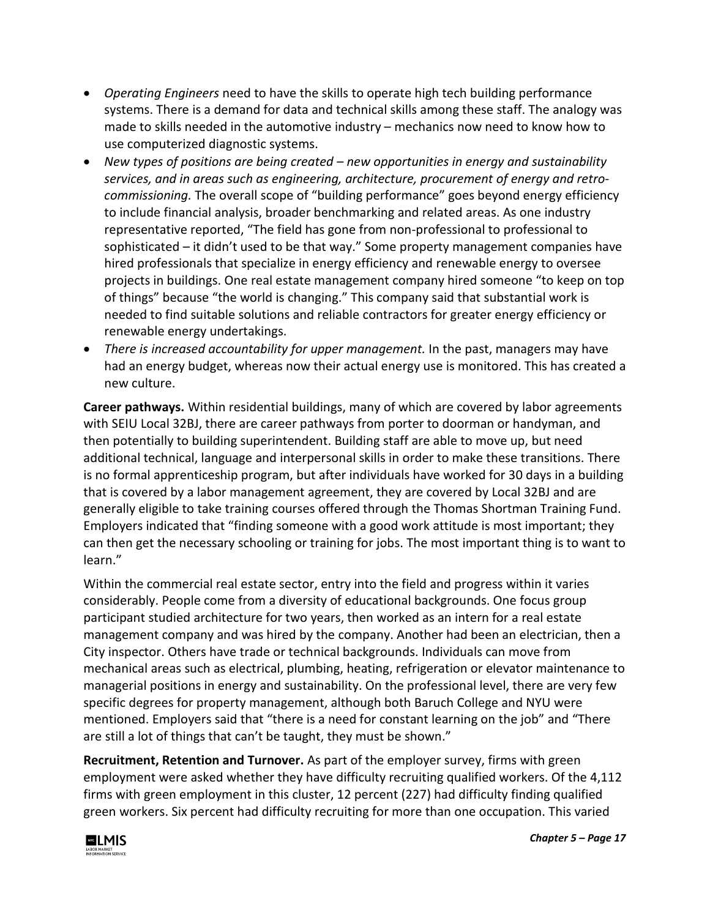- *Operating Engineers* need to have the skills to operate high tech building performance systems. There is a demand for data and technical skills among these staff. The analogy was made to skills needed in the automotive industry – mechanics now need to know how to use computerized diagnostic systems.
- *New types of positions are being created – new opportunities in energy and sustainability services, and in areas such as engineering, architecture, procurement of energy and retro-commissioning.* The overall scope of "building performance" goes beyond energy efficiency to include financial analysis, broader benchmarking and related areas. As one industry representative reported, "The field has gone from non-professional to professional to sophisticated – it didn't used to be that way." Some property management companies have hired professionals that specialize in energy efficiency and renewable energy to oversee projects in buildings. One real estate management company hired someone "to keep on top of things" because "the world is changing." This company said that substantial work is needed to find suitable solutions and reliable contractors for greater energy efficiency or renewable energy undertakings.
- *There is increased accountability for upper management.* In the past, managers may have had an energy budget, whereas now their actual energy use is monitored. This has created a new culture.

**Career pathways.** Within residential buildings, many of which are covered by labor agreements with SEIU Local 32BJ, there are career pathways from porter to doorman or handyman, and then potentially to building superintendent. Building staff are able to move up, but need additional technical, language and interpersonal skills in order to make these transitions. There is no formal apprenticeship program, but after individuals have worked for 30 days in a building that is covered by a labor management agreement, they are covered by Local 32BJ and are generally eligible to take training courses offered through the Thomas Shortman Training Fund. Employers indicated that "finding someone with a good work attitude is most important; they can then get the necessary schooling or training for jobs. The most important thing is to want to learn."

Within the commercial real estate sector, entry into the field and progress within it varies considerably. People come from a diversity of educational backgrounds. One focus group participant studied architecture for two years, then worked as an intern for a real estate management company and was hired by the company. Another had been an electrician, then a City inspector. Others have trade or technical backgrounds. Individuals can move from mechanical areas such as electrical, plumbing, heating, refrigeration or elevator maintenance to managerial positions in energy and sustainability. On the professional level, there are very few specific degrees for property management, although both Baruch College and NYU were mentioned. Employers said that "there is a need for constant learning on the job" and "There are still a lot of things that can't be taught, they must be shown."

**Recruitment, Retention and Turnover.** As part of the employer survey, firms with green employment were asked whether they have difficulty recruiting qualified workers. Of the 4,112 firms with green employment in this cluster, 12 percent (227) had difficulty finding qualified green workers. Six percent had difficulty recruiting for more than one occupation. This varied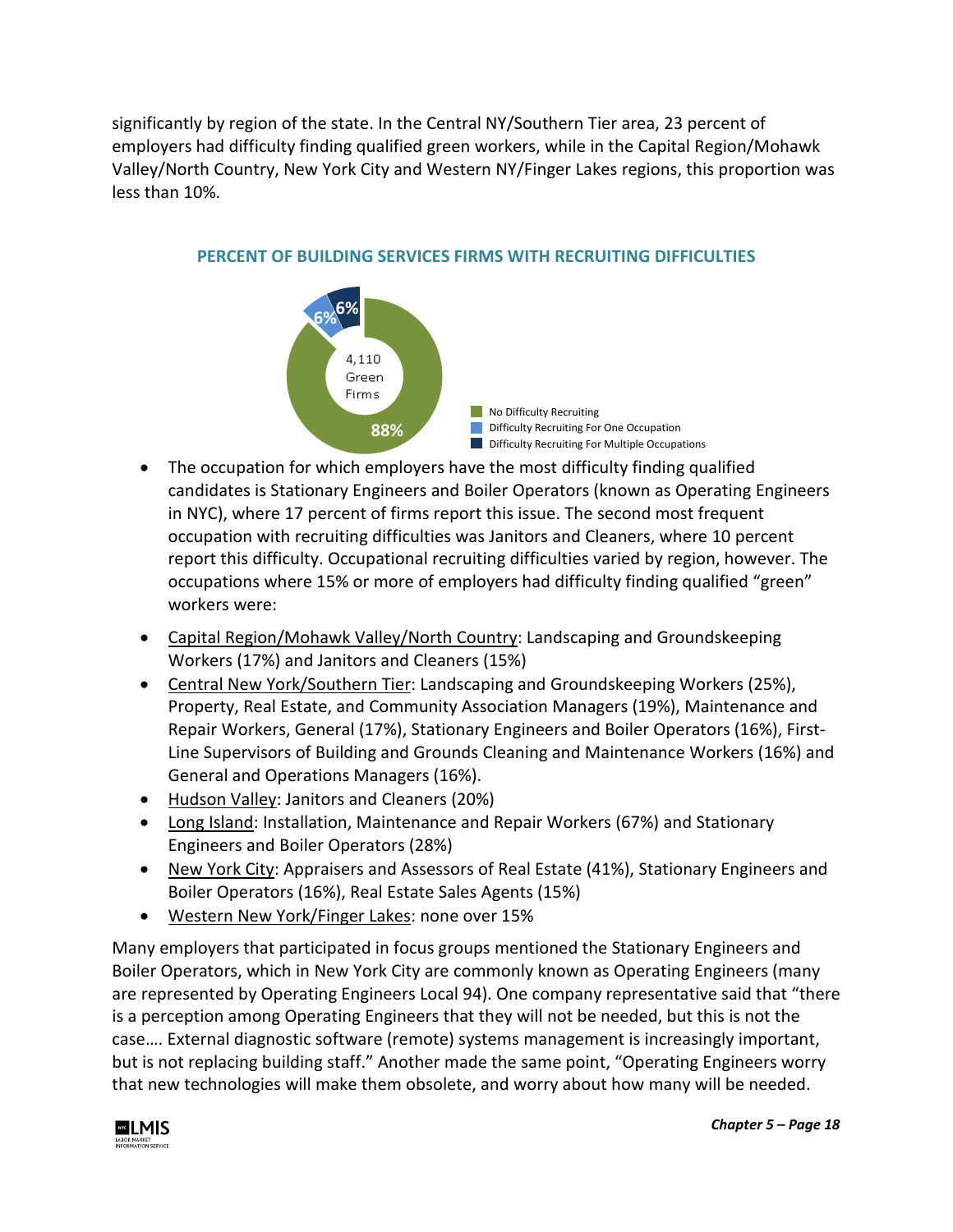significantly by region of the state. In the Central NY/Southern Tier area, 23 percent of employers had difficulty finding qualified green workers, while in the Capital Region/Mohawk Valley/North Country, New York City and Western NY/Finger Lakes regions, this proportion was less than 10%.

**PERCENT OF BUILDING SERVICES FIRMS WITH RECRUITING DIFFICULTIES**

4,110 Green Firms

- No Difficulty Recruiting: 88%
- Difficulty Recruiting For One Occupation: 6%
- Difficulty Recruiting For Multiple Occupations: 6%

- The occupation for which employers have the most difficulty finding qualified candidates is Stationary Engineers and Boiler Operators (known as Operating Engineers in NYC), where 17 percent of firms report this issue. The second most frequent occupation with recruiting difficulties was Janitors and Cleaners, where 10 percent report this difficulty. Occupational recruiting difficulties varied by region, however. The occupations where 15% or more of employers had difficulty finding qualified "green" workers were:

- Capital Region/Mohawk Valley/North Country: Landscaping and Groundskeeping Workers (17%) and Janitors and Cleaners (15%)
- Central New York/Southern Tier: Landscaping and Groundskeeping Workers (25%), Property, Real Estate, and Community Association Managers (19%), Maintenance and Repair Workers, General (17%), Stationary Engineers and Boiler Operators (16%), First-Line Supervisors of Building and Grounds Cleaning and Maintenance Workers (16%) and General and Operations Managers (16%).
- Hudson Valley: Janitors and Cleaners (20%)
- Long Island: Installation, Maintenance and Repair Workers (67%) and Stationary Engineers and Boiler Operators (28%)
- New York City: Appraisers and Assessors of Real Estate (41%), Stationary Engineers and Boiler Operators (16%), Real Estate Sales Agents (15%)
- Western New York/Finger Lakes: none over 15%

Many employers that participated in focus groups mentioned the Stationary Engineers and Boiler Operators, which in New York City are commonly known as Operating Engineers (many are represented by Operating Engineers Local 94). One company representative said that "there is a perception among Operating Engineers that they will not be needed, but this is not the case…. External diagnostic software (remote) systems management is increasingly important, but is not replacing building staff." Another made the same point, "Operating Engineers worry that new technologies will make them obsolete, and worry about how many will be needed.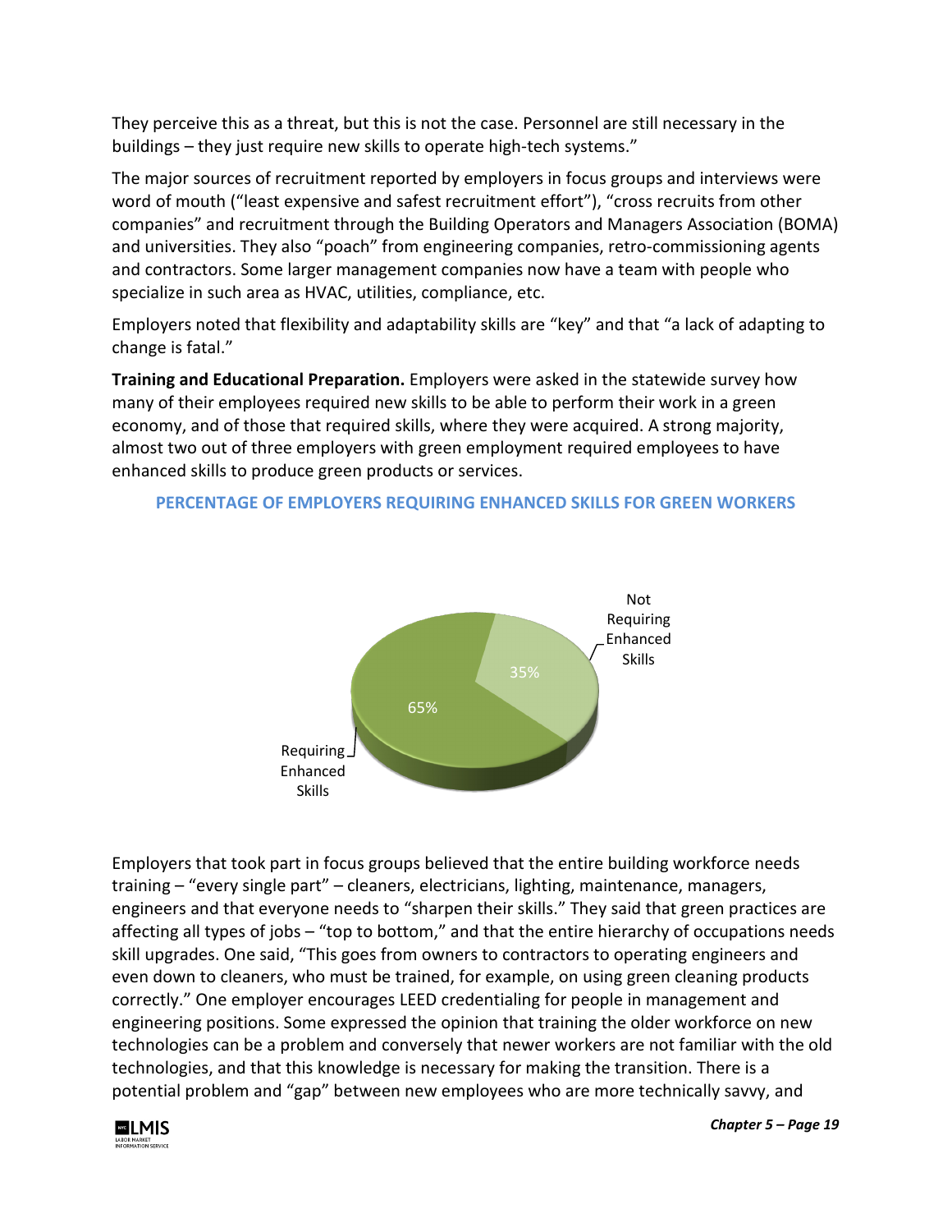They perceive this as a threat, but this is not the case. Personnel are still necessary in the buildings – they just require new skills to operate high-tech systems."

The major sources of recruitment reported by employers in focus groups and interviews were word of mouth ("least expensive and safest recruitment effort"), "cross recruits from other companies" and recruitment through the Building Operators and Managers Association (BOMA) and universities. They also "poach" from engineering companies, retro-commissioning agents and contractors. Some larger management companies now have a team with people who specialize in such area as HVAC, utilities, compliance, etc.

Employers noted that flexibility and adaptability skills are "key" and that "a lack of adapting to change is fatal."

**Training and Educational Preparation.** Employers were asked in the statewide survey how many of their employees required new skills to be able to perform their work in a green economy, and of those that required skills, where they were acquired. A strong majority, almost two out of three employers with green employment required employees to have enhanced skills to produce green products or services.

**PERCENTAGE OF EMPLOYERS REQUIRING ENHANCED SKILLS FOR GREEN WORKERS**

| Category | Percentage |
|---|---|
| Requiring Enhanced Skills | 65% |
| Not Requiring Enhanced Skills | 35% |

Employers that took part in focus groups believed that the entire building workforce needs training – "every single part" – cleaners, electricians, lighting, maintenance, managers, engineers and that everyone needs to "sharpen their skills." They said that green practices are affecting all types of jobs – "top to bottom," and that the entire hierarchy of occupations needs skill upgrades. One said, "This goes from owners to contractors to operating engineers and even down to cleaners, who must be trained, for example, on using green cleaning products correctly." One employer encourages LEED credentialing for people in management and engineering positions. Some expressed the opinion that training the older workforce on new technologies can be a problem and conversely that newer workers are not familiar with the old technologies, and that this knowledge is necessary for making the transition. There is a potential problem and "gap" between new employees who are more technically savvy, and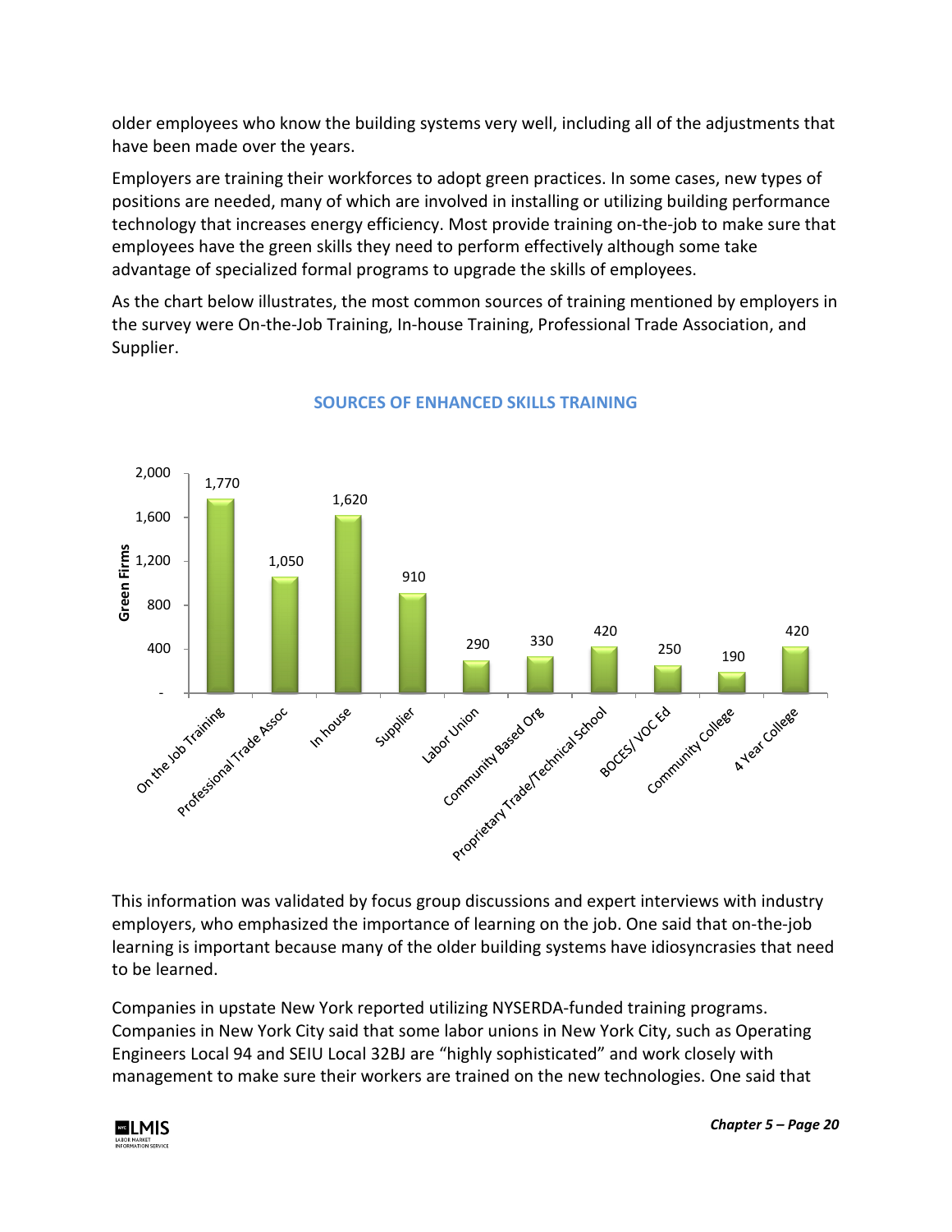older employees who know the building systems very well, including all of the adjustments that have been made over the years.

Employers are training their workforces to adopt green practices. In some cases, new types of positions are needed, many of which are involved in installing or utilizing building performance technology that increases energy efficiency. Most provide training on-the-job to make sure that employees have the green skills they need to perform effectively although some take advantage of specialized formal programs to upgrade the skills of employees.

As the chart below illustrates, the most common sources of training mentioned by employers in the survey were On-the-Job Training, In-house Training, Professional Trade Association, and Supplier.

**SOURCES OF ENHANCED SKILLS TRAINING**

| Source | Green Firms |
|---|---|
| On the Job Training | 1,770 |
| Professional Trade Assoc | 1,050 |
| In house | 1,620 |
| Supplier | 910 |
| Labor Union | 290 |
| Community Based Org | 330 |
| Proprietary Trade/Technical School | 420 |
| BOCES/ VOC Ed | 250 |
| Community College | 190 |
| 4 Year College | 420 |

This information was validated by focus group discussions and expert interviews with industry employers, who emphasized the importance of learning on the job. One said that on-the-job learning is important because many of the older building systems have idiosyncrasies that need to be learned.

Companies in upstate New York reported utilizing NYSERDA-funded training programs. Companies in New York City said that some labor unions in New York City, such as Operating Engineers Local 94 and SEIU Local 32BJ are "highly sophisticated" and work closely with management to make sure their workers are trained on the new technologies. One said that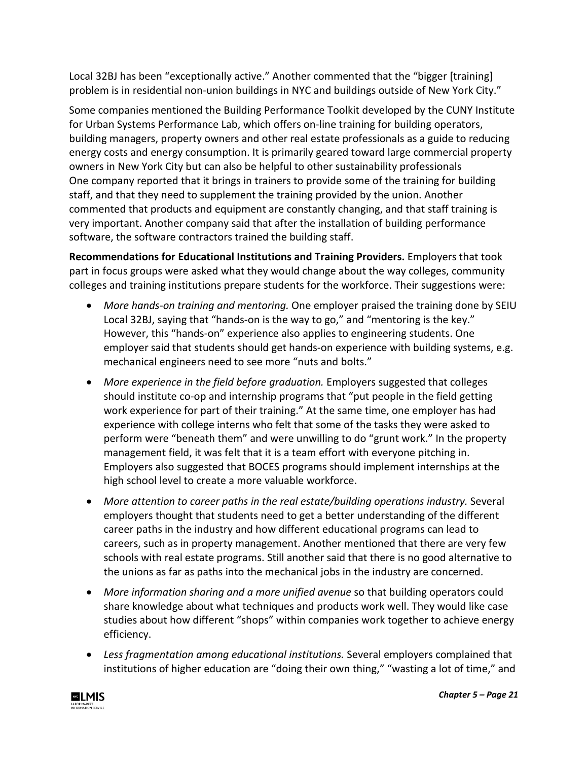Local 32BJ has been "exceptionally active." Another commented that the "bigger [training] problem is in residential non-union buildings in NYC and buildings outside of New York City."

Some companies mentioned the Building Performance Toolkit developed by the CUNY Institute for Urban Systems Performance Lab, which offers on-line training for building operators, building managers, property owners and other real estate professionals as a guide to reducing energy costs and energy consumption. It is primarily geared toward large commercial property owners in New York City but can also be helpful to other sustainability professionals One company reported that it brings in trainers to provide some of the training for building staff, and that they need to supplement the training provided by the union. Another commented that products and equipment are constantly changing, and that staff training is very important. Another company said that after the installation of building performance software, the software contractors trained the building staff.

**Recommendations for Educational Institutions and Training Providers.** Employers that took part in focus groups were asked what they would change about the way colleges, community colleges and training institutions prepare students for the workforce. Their suggestions were:

- *More hands-on training and mentoring.* One employer praised the training done by SEIU Local 32BJ, saying that "hands-on is the way to go," and "mentoring is the key." However, this "hands-on" experience also applies to engineering students. One employer said that students should get hands-on experience with building systems, e.g. mechanical engineers need to see more "nuts and bolts."
- *More experience in the field before graduation.* Employers suggested that colleges should institute co-op and internship programs that "put people in the field getting work experience for part of their training." At the same time, one employer has had experience with college interns who felt that some of the tasks they were asked to perform were "beneath them" and were unwilling to do "grunt work." In the property management field, it was felt that it is a team effort with everyone pitching in. Employers also suggested that BOCES programs should implement internships at the high school level to create a more valuable workforce.
- *More attention to career paths in the real estate/building operations industry.* Several employers thought that students need to get a better understanding of the different career paths in the industry and how different educational programs can lead to careers, such as in property management. Another mentioned that there are very few schools with real estate programs. Still another said that there is no good alternative to the unions as far as paths into the mechanical jobs in the industry are concerned.
- *More information sharing and a more unified avenue* so that building operators could share knowledge about what techniques and products work well. They would like case studies about how different "shops" within companies work together to achieve energy efficiency.
- *Less fragmentation among educational institutions.* Several employers complained that institutions of higher education are "doing their own thing," "wasting a lot of time," and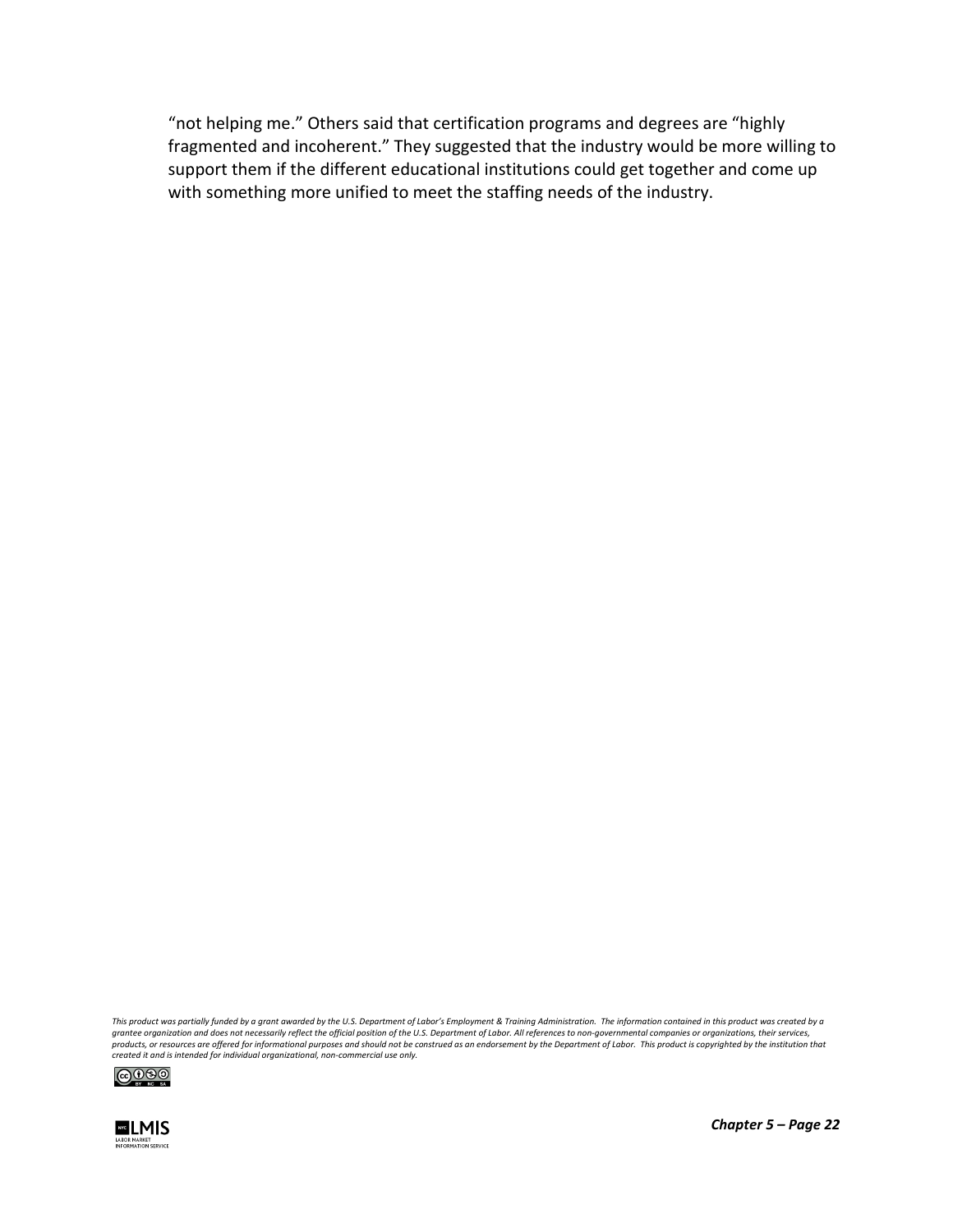"not helping me." Others said that certification programs and degrees are "highly fragmented and incoherent." They suggested that the industry would be more willing to support them if the different educational institutions could get together and come up with something more unified to meet the staffing needs of the industry.